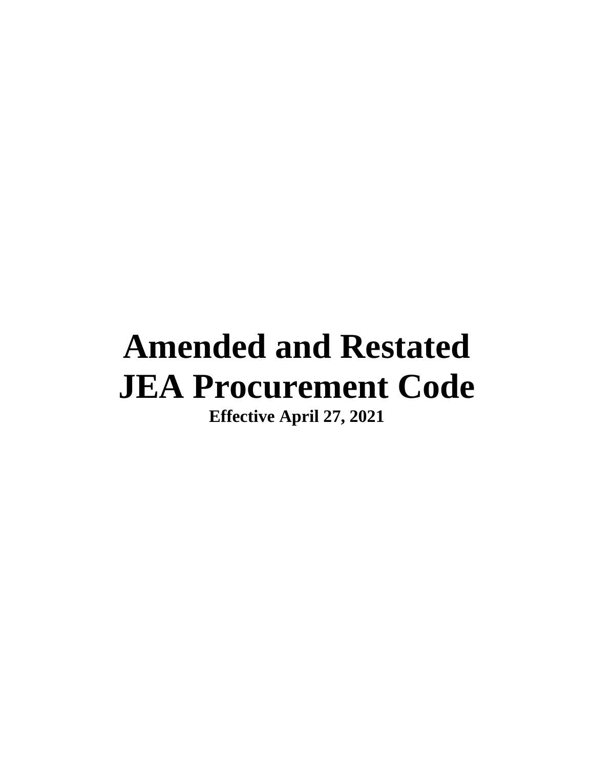# Amended and Restated JEA Procurement Code

**Effective April 27, 2021**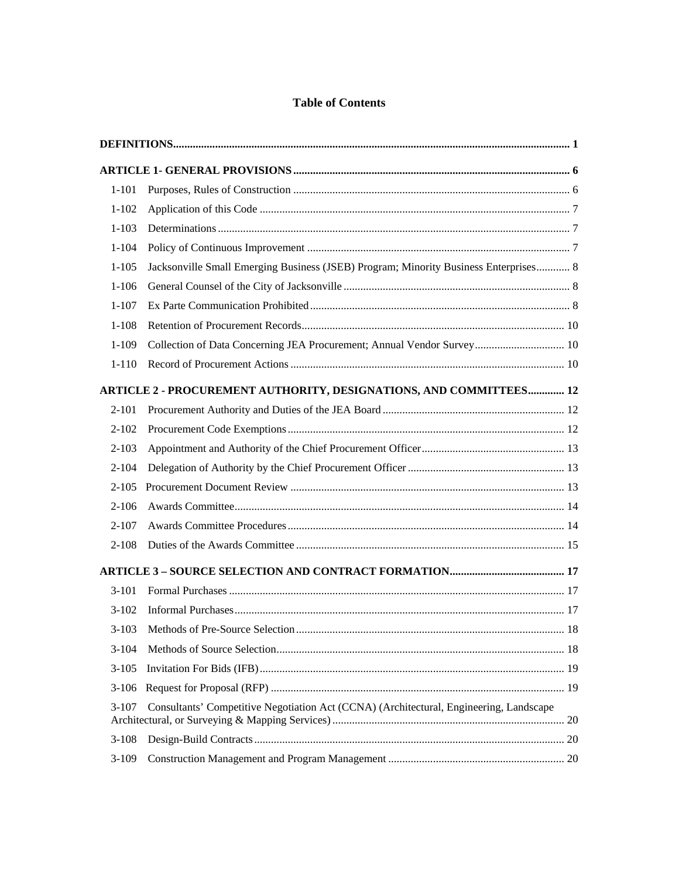# Table of Contents

| | | |
|---|---|---|
| **DEFINITIONS** | | **1** |
| **ARTICLE 1- GENERAL PROVISIONS** | | **6** |
| 1-101 | Purposes, Rules of Construction | 6 |
| 1-102 | Application of this Code | 7 |
| 1-103 | Determinations | 7 |
| 1-104 | Policy of Continuous Improvement | 7 |
| 1-105 | Jacksonville Small Emerging Business (JSEB) Program; Minority Business Enterprises | 8 |
| 1-106 | General Counsel of the City of Jacksonville | 8 |
| 1-107 | Ex Parte Communication Prohibited | 8 |
| 1-108 | Retention of Procurement Records | 10 |
| 1-109 | Collection of Data Concerning JEA Procurement; Annual Vendor Survey | 10 |
| 1-110 | Record of Procurement Actions | 10 |
| **ARTICLE 2 - PROCUREMENT AUTHORITY, DESIGNATIONS, AND COMMITTEES** | | **12** |
| 2-101 | Procurement Authority and Duties of the JEA Board | 12 |
| 2-102 | Procurement Code Exemptions | 12 |
| 2-103 | Appointment and Authority of the Chief Procurement Officer | 13 |
| 2-104 | Delegation of Authority by the Chief Procurement Officer | 13 |
| 2-105 | Procurement Document Review | 13 |
| 2-106 | Awards Committee | 14 |
| 2-107 | Awards Committee Procedures | 14 |
| 2-108 | Duties of the Awards Committee | 15 |
| **ARTICLE 3 – SOURCE SELECTION AND CONTRACT FORMATION** | | **17** |
| 3-101 | Formal Purchases | 17 |
| 3-102 | Informal Purchases | 17 |
| 3-103 | Methods of Pre-Source Selection | 18 |
| 3-104 | Methods of Source Selection | 18 |
| 3-105 | Invitation For Bids (IFB) | 19 |
| 3-106 | Request for Proposal (RFP) | 19 |
| 3-107 | Consultants' Competitive Negotiation Act (CCNA) (Architectural, Engineering, Landscape Architectural, or Surveying & Mapping Services) | 20 |
| 3-108 | Design-Build Contracts | 20 |
| 3-109 | Construction Management and Program Management | 20 |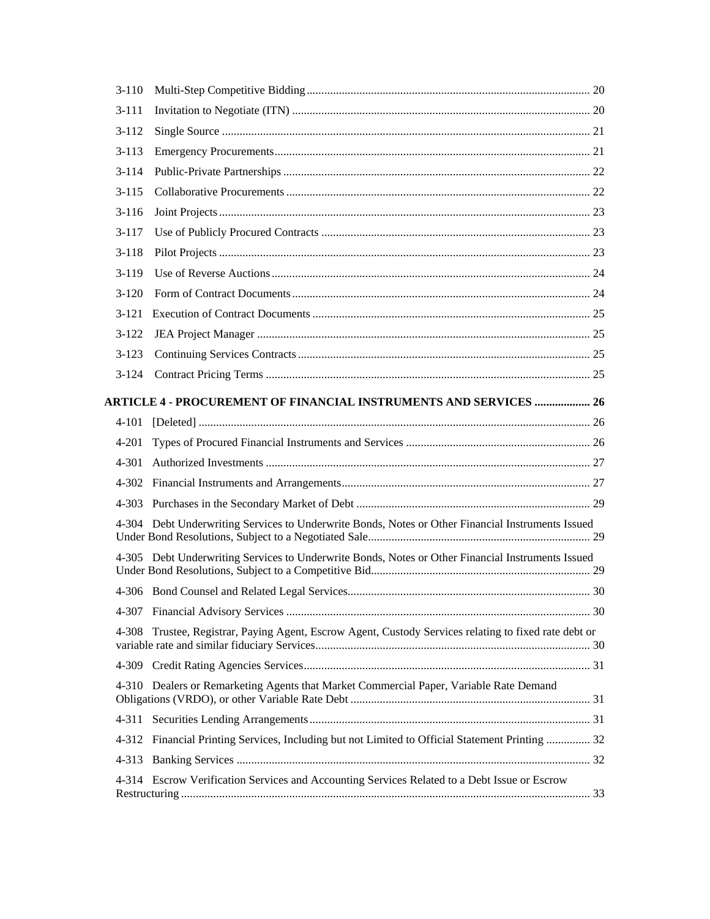3-110 Multi-Step Competitive Bidding ........ 20

3-111 Invitation to Negotiate (ITN) ........ 20

3-112 Single Source ........ 21

3-113 Emergency Procurements ........ 21

3-114 Public-Private Partnerships ........ 22

3-115 Collaborative Procurements ........ 22

3-116 Joint Projects ........ 23

3-117 Use of Publicly Procured Contracts ........ 23

3-118 Pilot Projects ........ 23

3-119 Use of Reverse Auctions ........ 24

3-120 Form of Contract Documents ........ 24

3-121 Execution of Contract Documents ........ 25

3-122 JEA Project Manager ........ 25

3-123 Continuing Services Contracts ........ 25

3-124 Contract Pricing Terms ........ 25

**ARTICLE 4 - PROCUREMENT OF FINANCIAL INSTRUMENTS AND SERVICES ........ 26**

4-101 [Deleted] ........ 26

4-201 Types of Procured Financial Instruments and Services ........ 26

4-301 Authorized Investments ........ 27

4-302 Financial Instruments and Arrangements ........ 27

4-303 Purchases in the Secondary Market of Debt ........ 29

4-304 Debt Underwriting Services to Underwrite Bonds, Notes or Other Financial Instruments Issued Under Bond Resolutions, Subject to a Negotiated Sale ........ 29

4-305 Debt Underwriting Services to Underwrite Bonds, Notes or Other Financial Instruments Issued Under Bond Resolutions, Subject to a Competitive Bid ........ 29

4-306 Bond Counsel and Related Legal Services ........ 30

4-307 Financial Advisory Services ........ 30

4-308 Trustee, Registrar, Paying Agent, Escrow Agent, Custody Services relating to fixed rate debt or variable rate and similar fiduciary Services ........ 30

4-309 Credit Rating Agencies Services ........ 31

4-310 Dealers or Remarketing Agents that Market Commercial Paper, Variable Rate Demand Obligations (VRDO), or other Variable Rate Debt ........ 31

4-311 Securities Lending Arrangements ........ 31

4-312 Financial Printing Services, Including but not Limited to Official Statement Printing ........ 32

4-313 Banking Services ........ 32

4-314 Escrow Verification Services and Accounting Services Related to a Debt Issue or Escrow Restructuring ........ 33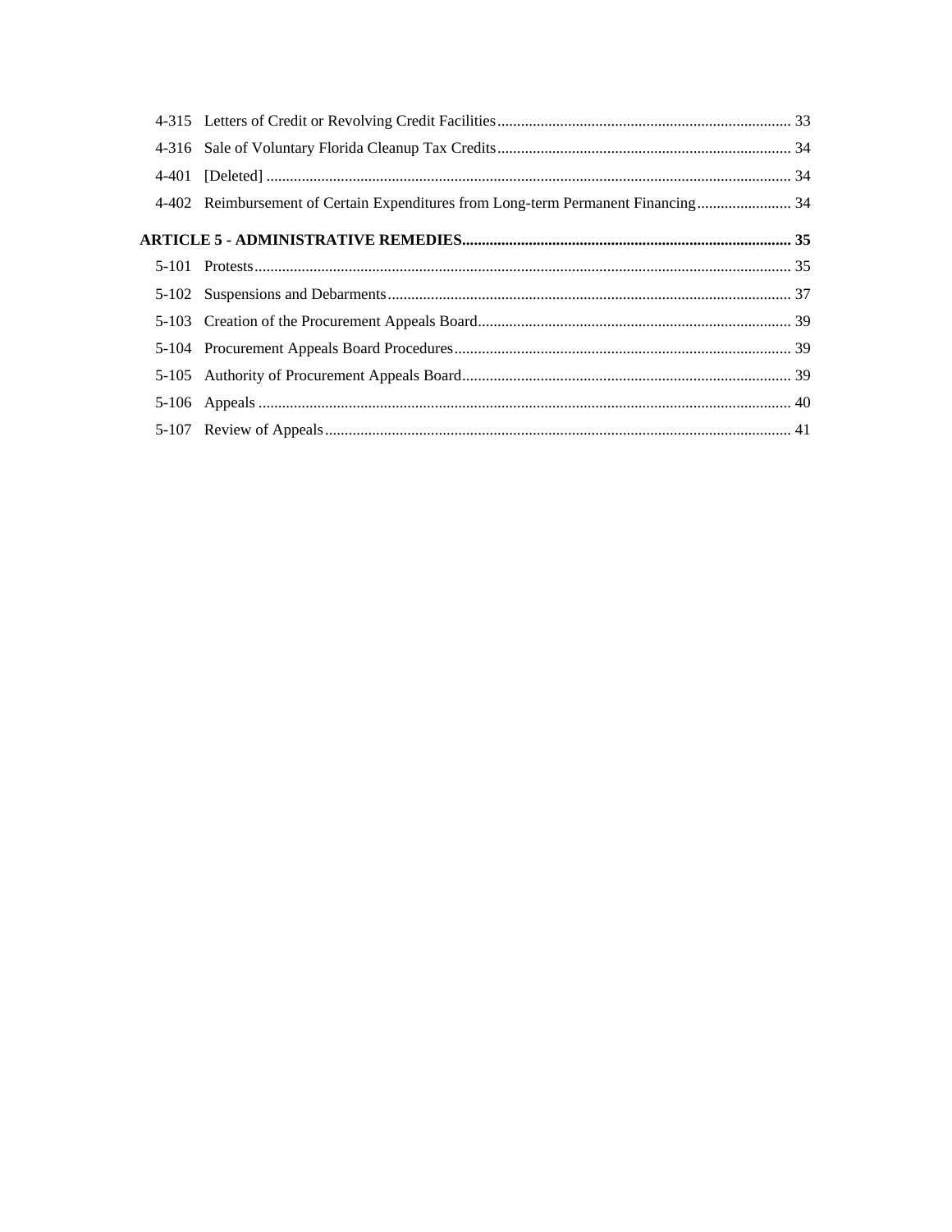4-315 Letters of Credit or Revolving Credit Facilities .......... 33

4-316 Sale of Voluntary Florida Cleanup Tax Credits .......... 34

4-401 [Deleted] .......... 34

4-402 Reimbursement of Certain Expenditures from Long-term Permanent Financing .......... 34

**ARTICLE 5 - ADMINISTRATIVE REMEDIES .......... 35**

5-101 Protests .......... 35

5-102 Suspensions and Debarments .......... 37

5-103 Creation of the Procurement Appeals Board .......... 39

5-104 Procurement Appeals Board Procedures .......... 39

5-105 Authority of Procurement Appeals Board .......... 39

5-106 Appeals .......... 40

5-107 Review of Appeals .......... 41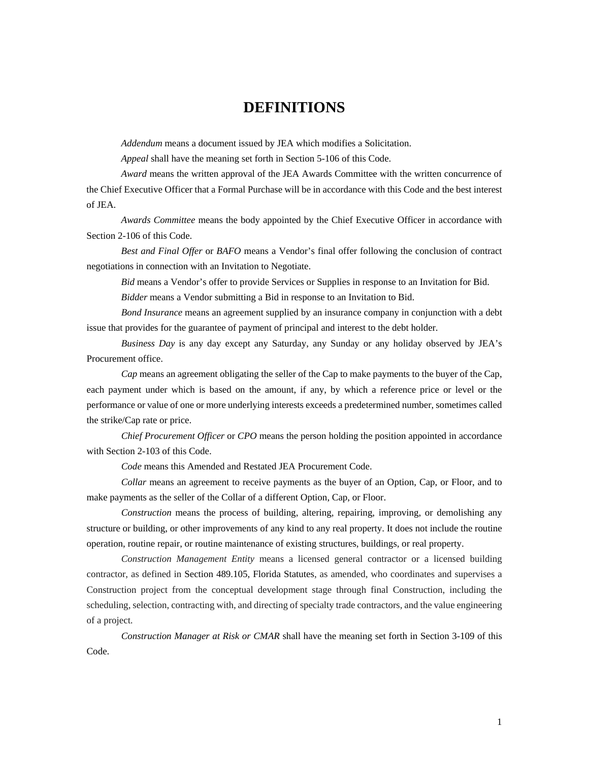# DEFINITIONS

*Addendum* means a document issued by JEA which modifies a Solicitation.

*Appeal* shall have the meaning set forth in Section 5-106 of this Code.

*Award* means the written approval of the JEA Awards Committee with the written concurrence of the Chief Executive Officer that a Formal Purchase will be in accordance with this Code and the best interest of JEA.

*Awards Committee* means the body appointed by the Chief Executive Officer in accordance with Section 2-106 of this Code.

*Best and Final Offer* or *BAFO* means a Vendor's final offer following the conclusion of contract negotiations in connection with an Invitation to Negotiate.

*Bid* means a Vendor's offer to provide Services or Supplies in response to an Invitation for Bid.

*Bidder* means a Vendor submitting a Bid in response to an Invitation to Bid.

*Bond Insurance* means an agreement supplied by an insurance company in conjunction with a debt issue that provides for the guarantee of payment of principal and interest to the debt holder.

*Business Day* is any day except any Saturday, any Sunday or any holiday observed by JEA's Procurement office.

*Cap* means an agreement obligating the seller of the Cap to make payments to the buyer of the Cap, each payment under which is based on the amount, if any, by which a reference price or level or the performance or value of one or more underlying interests exceeds a predetermined number, sometimes called the strike/Cap rate or price.

*Chief Procurement Officer* or *CPO* means the person holding the position appointed in accordance with Section 2-103 of this Code.

*Code* means this Amended and Restated JEA Procurement Code.

*Collar* means an agreement to receive payments as the buyer of an Option, Cap, or Floor, and to make payments as the seller of the Collar of a different Option, Cap, or Floor.

*Construction* means the process of building, altering, repairing, improving, or demolishing any structure or building, or other improvements of any kind to any real property. It does not include the routine operation, routine repair, or routine maintenance of existing structures, buildings, or real property.

*Construction Management Entity* means a licensed general contractor or a licensed building contractor, as defined in Section 489.105, Florida Statutes, as amended, who coordinates and supervises a Construction project from the conceptual development stage through final Construction, including the scheduling, selection, contracting with, and directing of specialty trade contractors, and the value engineering of a project.

*Construction Manager at Risk or CMAR* shall have the meaning set forth in Section 3-109 of this Code.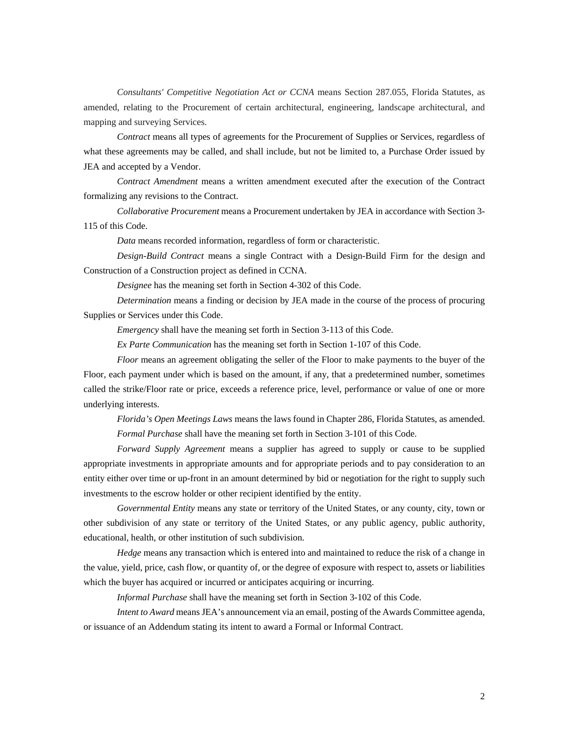*Consultants' Competitive Negotiation Act or CCNA* means Section 287.055, Florida Statutes, as amended, relating to the Procurement of certain architectural, engineering, landscape architectural, and mapping and surveying Services.

*Contract* means all types of agreements for the Procurement of Supplies or Services, regardless of what these agreements may be called, and shall include, but not be limited to, a Purchase Order issued by JEA and accepted by a Vendor.

*Contract Amendment* means a written amendment executed after the execution of the Contract formalizing any revisions to the Contract.

*Collaborative Procurement* means a Procurement undertaken by JEA in accordance with Section 3-115 of this Code.

*Data* means recorded information, regardless of form or characteristic.

*Design-Build Contract* means a single Contract with a Design-Build Firm for the design and Construction of a Construction project as defined in CCNA.

*Designee* has the meaning set forth in Section 4-302 of this Code.

*Determination* means a finding or decision by JEA made in the course of the process of procuring Supplies or Services under this Code.

*Emergency* shall have the meaning set forth in Section 3-113 of this Code.

*Ex Parte Communication* has the meaning set forth in Section 1-107 of this Code.

*Floor* means an agreement obligating the seller of the Floor to make payments to the buyer of the Floor, each payment under which is based on the amount, if any, that a predetermined number, sometimes called the strike/Floor rate or price, exceeds a reference price, level, performance or value of one or more underlying interests.

*Florida's Open Meetings Laws* means the laws found in Chapter 286, Florida Statutes, as amended.

*Formal Purchase* shall have the meaning set forth in Section 3-101 of this Code.

*Forward Supply Agreement* means a supplier has agreed to supply or cause to be supplied appropriate investments in appropriate amounts and for appropriate periods and to pay consideration to an entity either over time or up-front in an amount determined by bid or negotiation for the right to supply such investments to the escrow holder or other recipient identified by the entity.

*Governmental Entity* means any state or territory of the United States, or any county, city, town or other subdivision of any state or territory of the United States, or any public agency, public authority, educational, health, or other institution of such subdivision.

*Hedge* means any transaction which is entered into and maintained to reduce the risk of a change in the value, yield, price, cash flow, or quantity of, or the degree of exposure with respect to, assets or liabilities which the buyer has acquired or incurred or anticipates acquiring or incurring.

*Informal Purchase* shall have the meaning set forth in Section 3-102 of this Code.

*Intent to Award* means JEA's announcement via an email, posting of the Awards Committee agenda, or issuance of an Addendum stating its intent to award a Formal or Informal Contract.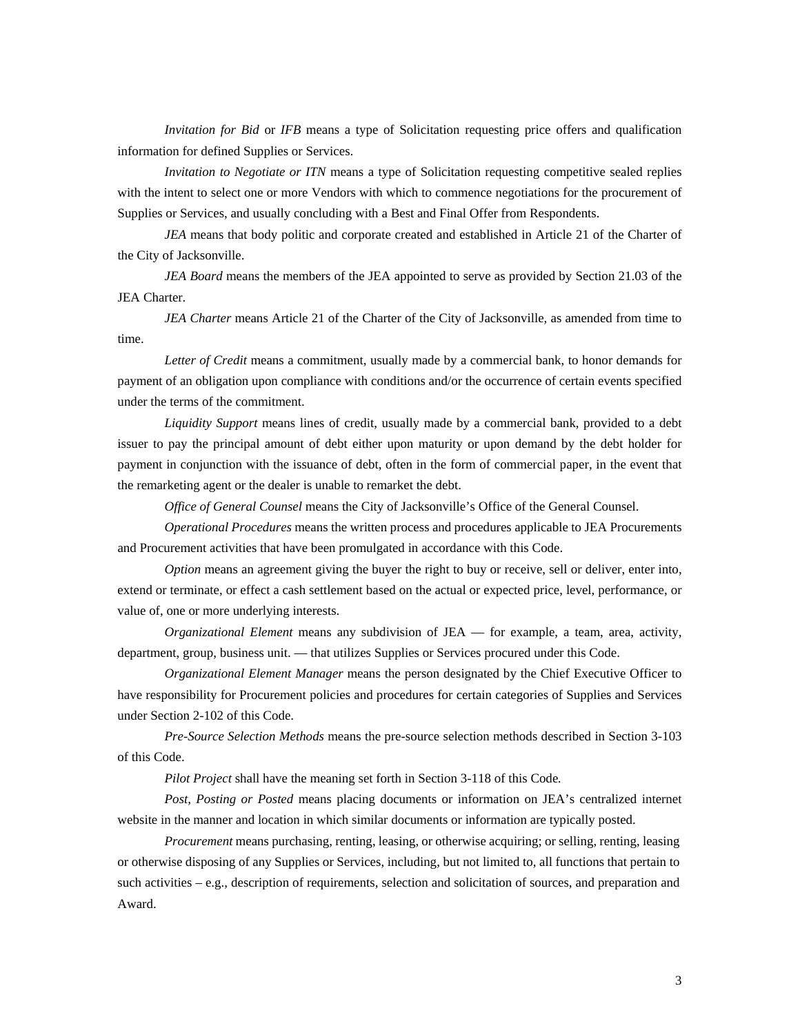*Invitation for Bid* or *IFB* means a type of Solicitation requesting price offers and qualification information for defined Supplies or Services.

*Invitation to Negotiate or ITN* means a type of Solicitation requesting competitive sealed replies with the intent to select one or more Vendors with which to commence negotiations for the procurement of Supplies or Services, and usually concluding with a Best and Final Offer from Respondents.

*JEA* means that body politic and corporate created and established in Article 21 of the Charter of the City of Jacksonville.

*JEA Board* means the members of the JEA appointed to serve as provided by Section 21.03 of the JEA Charter.

*JEA Charter* means Article 21 of the Charter of the City of Jacksonville, as amended from time to time.

*Letter of Credit* means a commitment, usually made by a commercial bank, to honor demands for payment of an obligation upon compliance with conditions and/or the occurrence of certain events specified under the terms of the commitment.

*Liquidity Support* means lines of credit, usually made by a commercial bank, provided to a debt issuer to pay the principal amount of debt either upon maturity or upon demand by the debt holder for payment in conjunction with the issuance of debt, often in the form of commercial paper, in the event that the remarketing agent or the dealer is unable to remarket the debt.

*Office of General Counsel* means the City of Jacksonville's Office of the General Counsel.

*Operational Procedures* means the written process and procedures applicable to JEA Procurements and Procurement activities that have been promulgated in accordance with this Code.

*Option* means an agreement giving the buyer the right to buy or receive, sell or deliver, enter into, extend or terminate, or effect a cash settlement based on the actual or expected price, level, performance, or value of, one or more underlying interests.

*Organizational Element* means any subdivision of JEA — for example, a team, area, activity, department, group, business unit. — that utilizes Supplies or Services procured under this Code.

*Organizational Element Manager* means the person designated by the Chief Executive Officer to have responsibility for Procurement policies and procedures for certain categories of Supplies and Services under Section 2-102 of this Code.

*Pre-Source Selection Methods* means the pre-source selection methods described in Section 3-103 of this Code.

*Pilot Project* shall have the meaning set forth in Section 3-118 of this Code.

*Post, Posting or Posted* means placing documents or information on JEA's centralized internet website in the manner and location in which similar documents or information are typically posted.

*Procurement* means purchasing, renting, leasing, or otherwise acquiring; or selling, renting, leasing or otherwise disposing of any Supplies or Services, including, but not limited to, all functions that pertain to such activities – e.g., description of requirements, selection and solicitation of sources, and preparation and Award.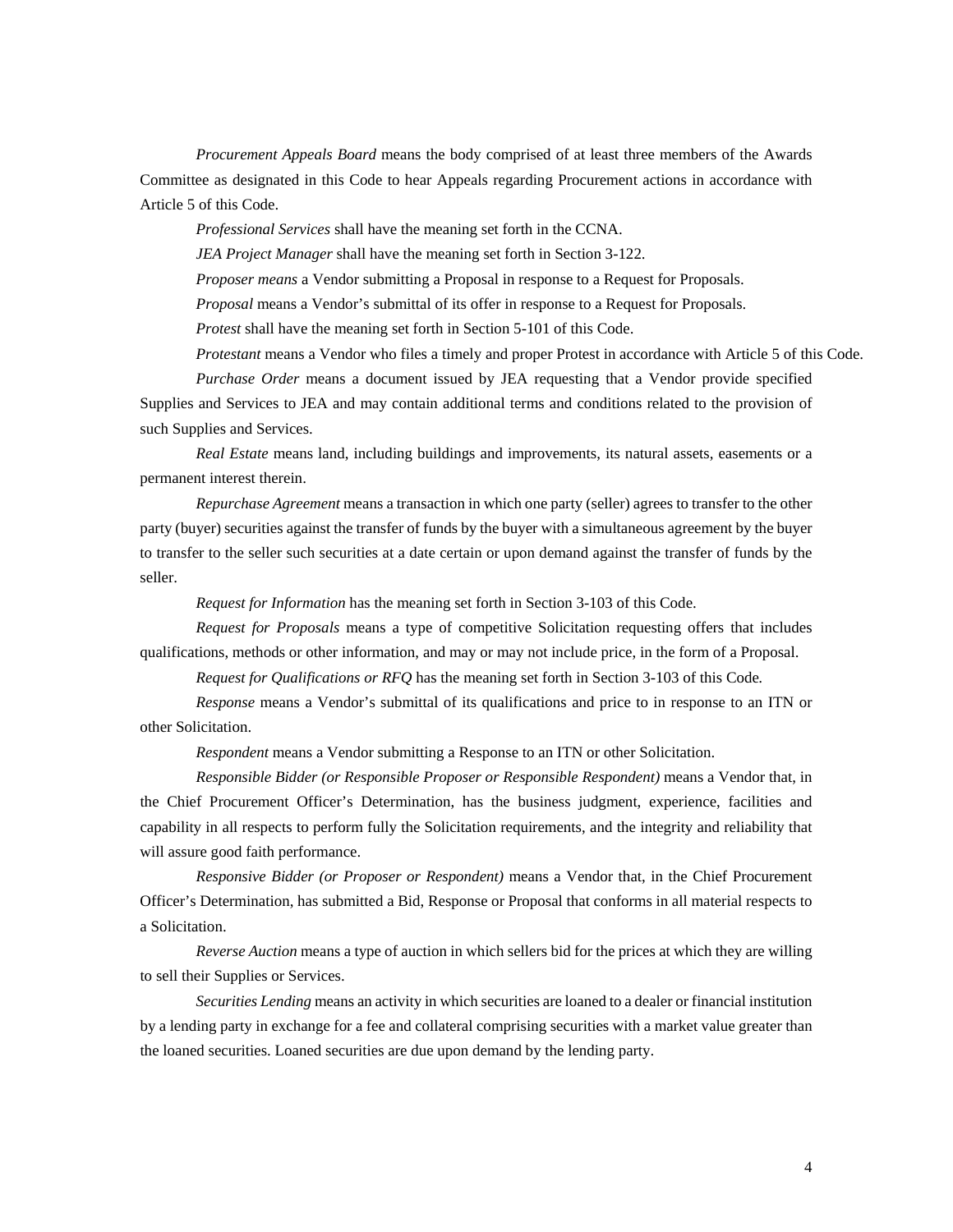*Procurement Appeals Board* means the body comprised of at least three members of the Awards Committee as designated in this Code to hear Appeals regarding Procurement actions in accordance with Article 5 of this Code.

*Professional Services* shall have the meaning set forth in the CCNA.

*JEA Project Manager* shall have the meaning set forth in Section 3-122.

*Proposer means* a Vendor submitting a Proposal in response to a Request for Proposals.

*Proposal* means a Vendor's submittal of its offer in response to a Request for Proposals.

*Protest* shall have the meaning set forth in Section 5-101 of this Code.

*Protestant* means a Vendor who files a timely and proper Protest in accordance with Article 5 of this Code.

*Purchase Order* means a document issued by JEA requesting that a Vendor provide specified Supplies and Services to JEA and may contain additional terms and conditions related to the provision of such Supplies and Services.

*Real Estate* means land, including buildings and improvements, its natural assets, easements or a permanent interest therein.

*Repurchase Agreement* means a transaction in which one party (seller) agrees to transfer to the other party (buyer) securities against the transfer of funds by the buyer with a simultaneous agreement by the buyer to transfer to the seller such securities at a date certain or upon demand against the transfer of funds by the seller.

*Request for Information* has the meaning set forth in Section 3-103 of this Code.

*Request for Proposals* means a type of competitive Solicitation requesting offers that includes qualifications, methods or other information, and may or may not include price, in the form of a Proposal.

*Request for Qualifications or RFQ* has the meaning set forth in Section 3-103 of this Code.

*Response* means a Vendor's submittal of its qualifications and price to in response to an ITN or other Solicitation.

*Respondent* means a Vendor submitting a Response to an ITN or other Solicitation.

*Responsible Bidder (or Responsible Proposer or Responsible Respondent)* means a Vendor that, in the Chief Procurement Officer's Determination, has the business judgment, experience, facilities and capability in all respects to perform fully the Solicitation requirements, and the integrity and reliability that will assure good faith performance.

*Responsive Bidder (or Proposer or Respondent)* means a Vendor that, in the Chief Procurement Officer's Determination, has submitted a Bid, Response or Proposal that conforms in all material respects to a Solicitation.

*Reverse Auction* means a type of auction in which sellers bid for the prices at which they are willing to sell their Supplies or Services.

*Securities Lending* means an activity in which securities are loaned to a dealer or financial institution by a lending party in exchange for a fee and collateral comprising securities with a market value greater than the loaned securities. Loaned securities are due upon demand by the lending party.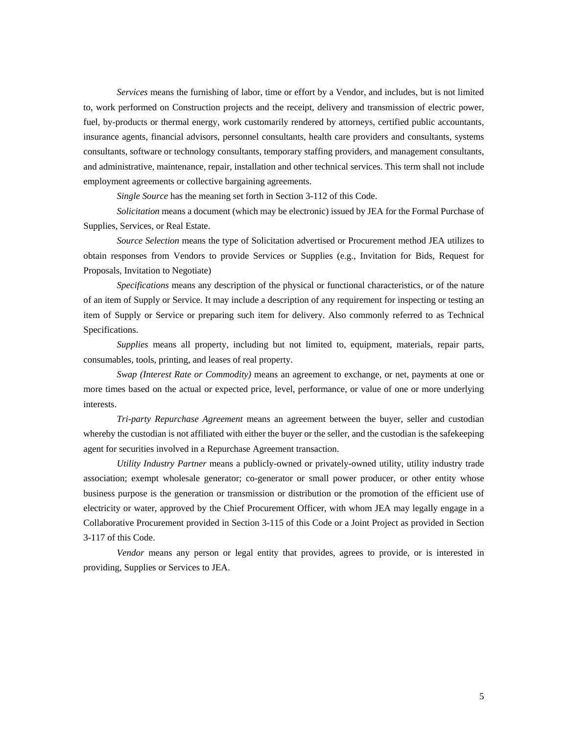*Services* means the furnishing of labor, time or effort by a Vendor, and includes, but is not limited to, work performed on Construction projects and the receipt, delivery and transmission of electric power, fuel, by-products or thermal energy, work customarily rendered by attorneys, certified public accountants, insurance agents, financial advisors, personnel consultants, health care providers and consultants, systems consultants, software or technology consultants, temporary staffing providers, and management consultants, and administrative, maintenance, repair, installation and other technical services. This term shall not include employment agreements or collective bargaining agreements.

*Single Source* has the meaning set forth in Section 3-112 of this Code.

*Solicitation* means a document (which may be electronic) issued by JEA for the Formal Purchase of Supplies, Services, or Real Estate.

*Source Selection* means the type of Solicitation advertised or Procurement method JEA utilizes to obtain responses from Vendors to provide Services or Supplies (e.g., Invitation for Bids, Request for Proposals, Invitation to Negotiate)

*Specifications* means any description of the physical or functional characteristics, or of the nature of an item of Supply or Service. It may include a description of any requirement for inspecting or testing an item of Supply or Service or preparing such item for delivery. Also commonly referred to as Technical Specifications.

*Supplies* means all property, including but not limited to, equipment, materials, repair parts, consumables, tools, printing, and leases of real property.

*Swap (Interest Rate or Commodity)* means an agreement to exchange, or net, payments at one or more times based on the actual or expected price, level, performance, or value of one or more underlying interests.

*Tri-party Repurchase Agreement* means an agreement between the buyer, seller and custodian whereby the custodian is not affiliated with either the buyer or the seller, and the custodian is the safekeeping agent for securities involved in a Repurchase Agreement transaction.

*Utility Industry Partner* means a publicly-owned or privately-owned utility, utility industry trade association; exempt wholesale generator; co-generator or small power producer, or other entity whose business purpose is the generation or transmission or distribution or the promotion of the efficient use of electricity or water, approved by the Chief Procurement Officer, with whom JEA may legally engage in a Collaborative Procurement provided in Section 3-115 of this Code or a Joint Project as provided in Section 3-117 of this Code.

*Vendor* means any person or legal entity that provides, agrees to provide, or is interested in providing, Supplies or Services to JEA.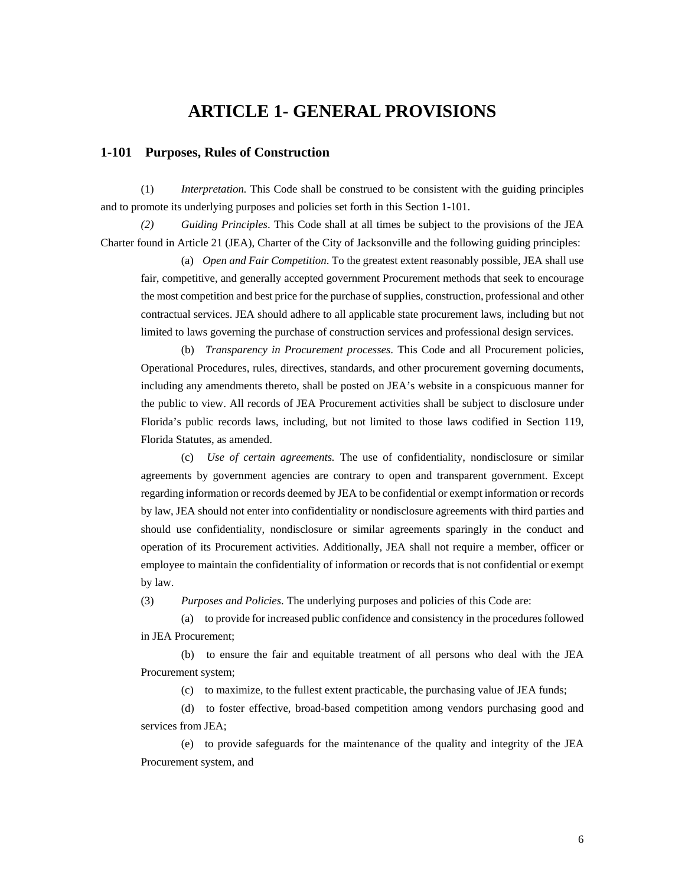# ARTICLE 1- GENERAL PROVISIONS

## 1-101 Purposes, Rules of Construction

(1) *Interpretation.* This Code shall be construed to be consistent with the guiding principles and to promote its underlying purposes and policies set forth in this Section 1-101.

*(2)* *Guiding Principles*. This Code shall at all times be subject to the provisions of the JEA Charter found in Article 21 (JEA), Charter of the City of Jacksonville and the following guiding principles:

(a) *Open and Fair Competition*. To the greatest extent reasonably possible, JEA shall use fair, competitive, and generally accepted government Procurement methods that seek to encourage the most competition and best price for the purchase of supplies, construction, professional and other contractual services. JEA should adhere to all applicable state procurement laws, including but not limited to laws governing the purchase of construction services and professional design services.

(b) *Transparency in Procurement processes*. This Code and all Procurement policies, Operational Procedures, rules, directives, standards, and other procurement governing documents, including any amendments thereto, shall be posted on JEA's website in a conspicuous manner for the public to view. All records of JEA Procurement activities shall be subject to disclosure under Florida's public records laws, including, but not limited to those laws codified in Section 119, Florida Statutes, as amended.

(c) *Use of certain agreements.* The use of confidentiality, nondisclosure or similar agreements by government agencies are contrary to open and transparent government. Except regarding information or records deemed by JEA to be confidential or exempt information or records by law, JEA should not enter into confidentiality or nondisclosure agreements with third parties and should use confidentiality, nondisclosure or similar agreements sparingly in the conduct and operation of its Procurement activities. Additionally, JEA shall not require a member, officer or employee to maintain the confidentiality of information or records that is not confidential or exempt by law.

(3) *Purposes and Policies*. The underlying purposes and policies of this Code are:

(a) to provide for increased public confidence and consistency in the procedures followed in JEA Procurement;

(b) to ensure the fair and equitable treatment of all persons who deal with the JEA Procurement system;

(c) to maximize, to the fullest extent practicable, the purchasing value of JEA funds;

(d) to foster effective, broad-based competition among vendors purchasing good and services from JEA;

(e) to provide safeguards for the maintenance of the quality and integrity of the JEA Procurement system, and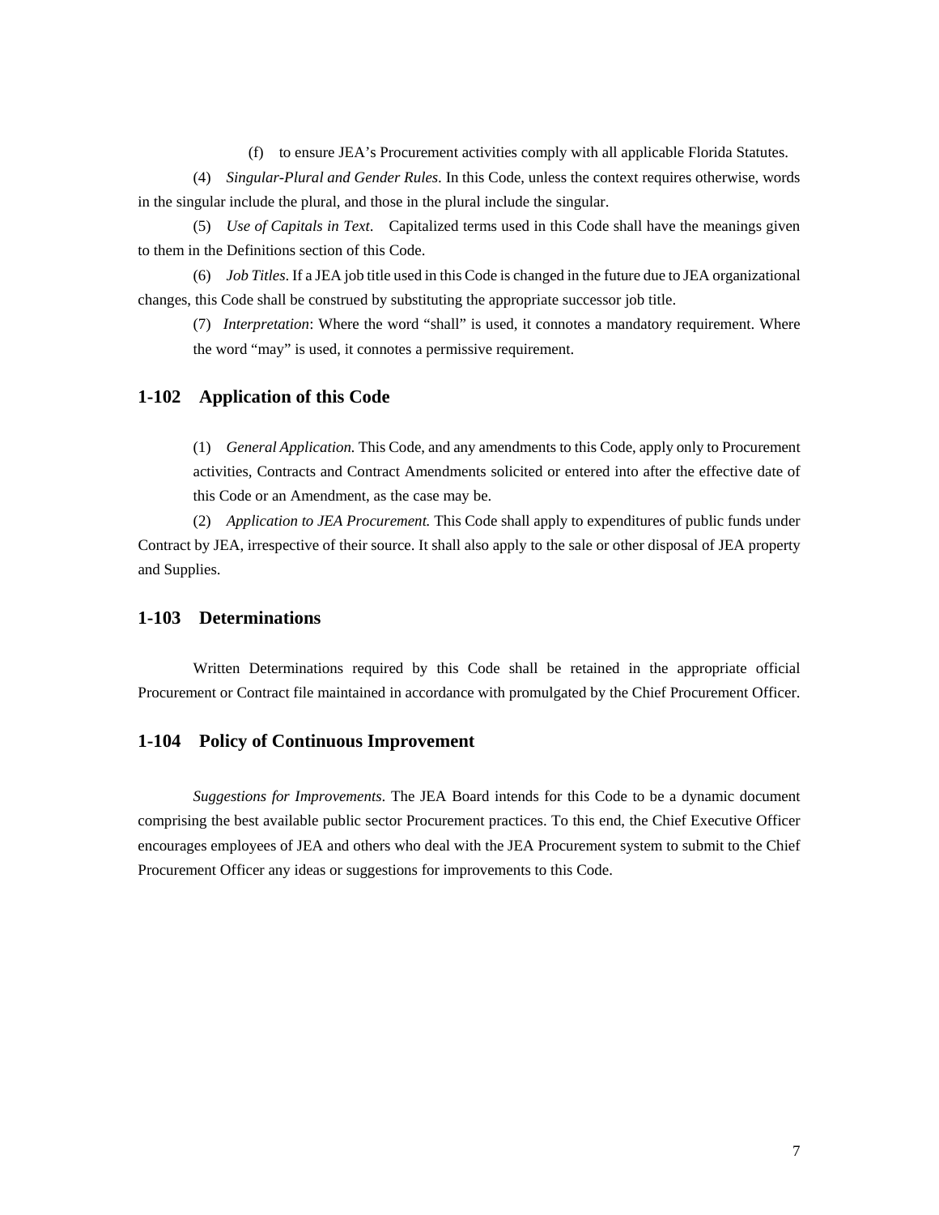(f) to ensure JEA's Procurement activities comply with all applicable Florida Statutes.

(4) *Singular-Plural and Gender Rules*. In this Code, unless the context requires otherwise, words in the singular include the plural, and those in the plural include the singular.

(5) *Use of Capitals in Text*. Capitalized terms used in this Code shall have the meanings given to them in the Definitions section of this Code.

(6) *Job Titles*. If a JEA job title used in this Code is changed in the future due to JEA organizational changes, this Code shall be construed by substituting the appropriate successor job title.

(7) *Interpretation*: Where the word "shall" is used, it connotes a mandatory requirement. Where the word "may" is used, it connotes a permissive requirement.

## 1-102 Application of this Code

(1) *General Application.* This Code, and any amendments to this Code, apply only to Procurement activities, Contracts and Contract Amendments solicited or entered into after the effective date of this Code or an Amendment, as the case may be.

(2) *Application to JEA Procurement.* This Code shall apply to expenditures of public funds under Contract by JEA, irrespective of their source. It shall also apply to the sale or other disposal of JEA property and Supplies.

## 1-103 Determinations

Written Determinations required by this Code shall be retained in the appropriate official Procurement or Contract file maintained in accordance with promulgated by the Chief Procurement Officer.

## 1-104 Policy of Continuous Improvement

*Suggestions for Improvements*. The JEA Board intends for this Code to be a dynamic document comprising the best available public sector Procurement practices. To this end, the Chief Executive Officer encourages employees of JEA and others who deal with the JEA Procurement system to submit to the Chief Procurement Officer any ideas or suggestions for improvements to this Code.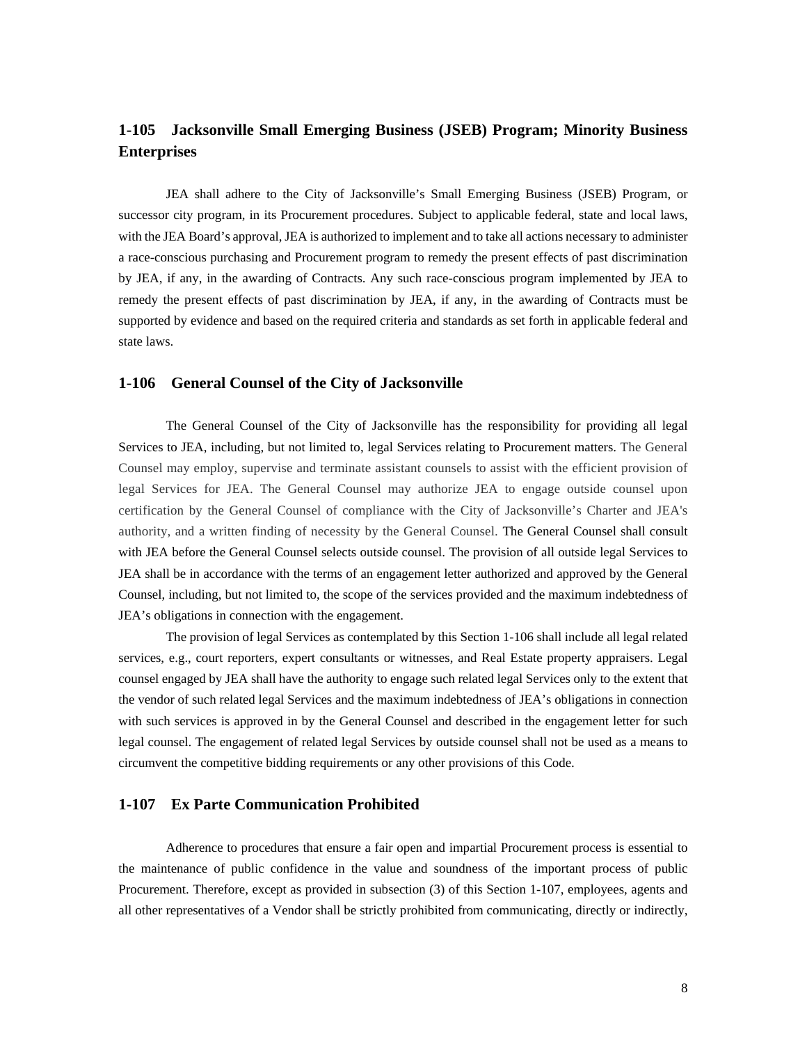## 1-105 Jacksonville Small Emerging Business (JSEB) Program; Minority Business Enterprises

JEA shall adhere to the City of Jacksonville's Small Emerging Business (JSEB) Program, or successor city program, in its Procurement procedures. Subject to applicable federal, state and local laws, with the JEA Board's approval, JEA is authorized to implement and to take all actions necessary to administer a race-conscious purchasing and Procurement program to remedy the present effects of past discrimination by JEA, if any, in the awarding of Contracts. Any such race-conscious program implemented by JEA to remedy the present effects of past discrimination by JEA, if any, in the awarding of Contracts must be supported by evidence and based on the required criteria and standards as set forth in applicable federal and state laws.

## 1-106 General Counsel of the City of Jacksonville

The General Counsel of the City of Jacksonville has the responsibility for providing all legal Services to JEA, including, but not limited to, legal Services relating to Procurement matters. The General Counsel may employ, supervise and terminate assistant counsels to assist with the efficient provision of legal Services for JEA. The General Counsel may authorize JEA to engage outside counsel upon certification by the General Counsel of compliance with the City of Jacksonville's Charter and JEA's authority, and a written finding of necessity by the General Counsel. The General Counsel shall consult with JEA before the General Counsel selects outside counsel. The provision of all outside legal Services to JEA shall be in accordance with the terms of an engagement letter authorized and approved by the General Counsel, including, but not limited to, the scope of the services provided and the maximum indebtedness of JEA's obligations in connection with the engagement.

The provision of legal Services as contemplated by this Section 1-106 shall include all legal related services, e.g., court reporters, expert consultants or witnesses, and Real Estate property appraisers. Legal counsel engaged by JEA shall have the authority to engage such related legal Services only to the extent that the vendor of such related legal Services and the maximum indebtedness of JEA's obligations in connection with such services is approved in by the General Counsel and described in the engagement letter for such legal counsel. The engagement of related legal Services by outside counsel shall not be used as a means to circumvent the competitive bidding requirements or any other provisions of this Code.

## 1-107 Ex Parte Communication Prohibited

Adherence to procedures that ensure a fair open and impartial Procurement process is essential to the maintenance of public confidence in the value and soundness of the important process of public Procurement. Therefore, except as provided in subsection (3) of this Section 1-107, employees, agents and all other representatives of a Vendor shall be strictly prohibited from communicating, directly or indirectly,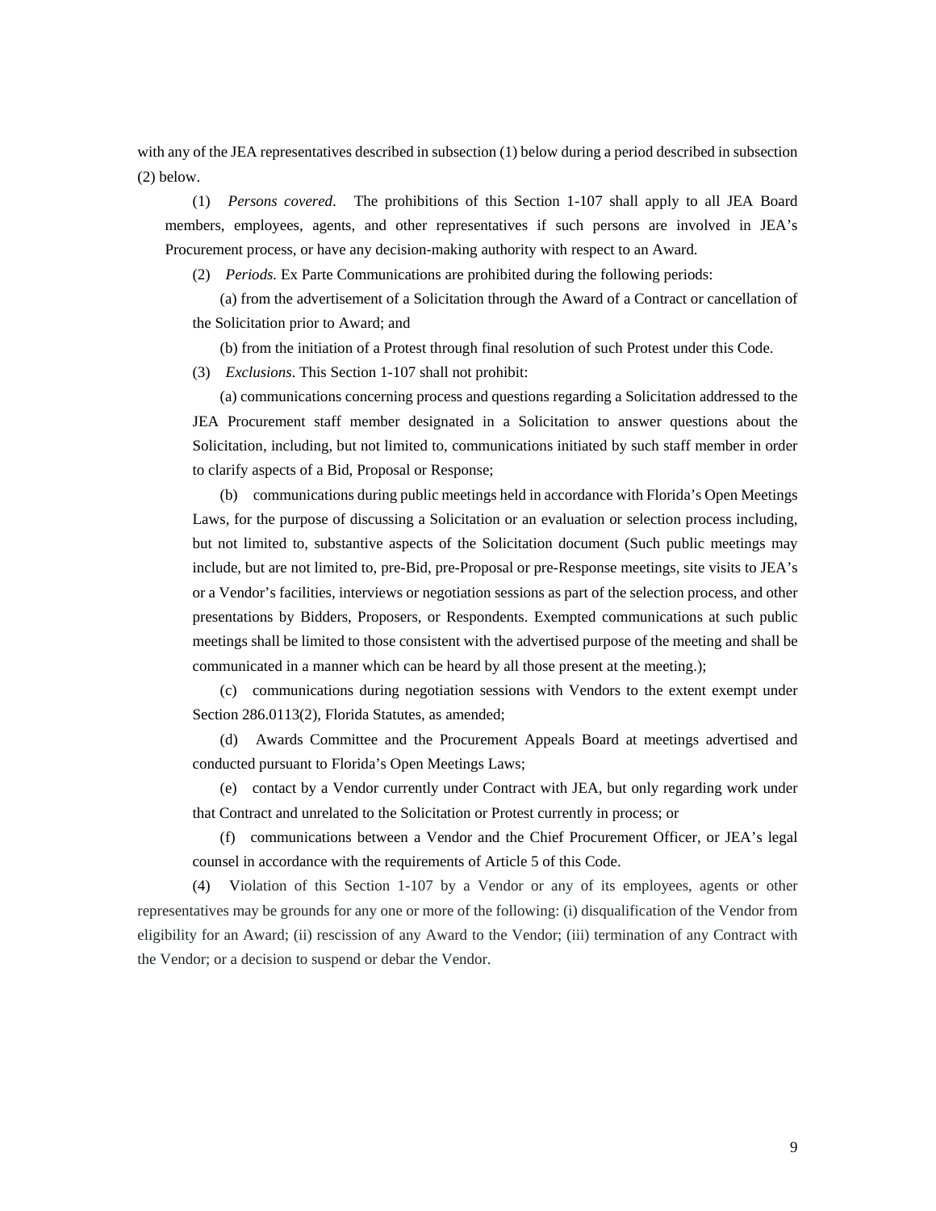with any of the JEA representatives described in subsection (1) below during a period described in subsection (2) below.

(1) *Persons covered*. The prohibitions of this Section 1-107 shall apply to all JEA Board members, employees, agents, and other representatives if such persons are involved in JEA's Procurement process, or have any decision-making authority with respect to an Award.

(2) *Periods.* Ex Parte Communications are prohibited during the following periods:

(a) from the advertisement of a Solicitation through the Award of a Contract or cancellation of the Solicitation prior to Award; and

(b) from the initiation of a Protest through final resolution of such Protest under this Code.

(3) *Exclusions*. This Section 1-107 shall not prohibit:

(a) communications concerning process and questions regarding a Solicitation addressed to the JEA Procurement staff member designated in a Solicitation to answer questions about the Solicitation, including, but not limited to, communications initiated by such staff member in order to clarify aspects of a Bid, Proposal or Response;

(b) communications during public meetings held in accordance with Florida's Open Meetings Laws, for the purpose of discussing a Solicitation or an evaluation or selection process including, but not limited to, substantive aspects of the Solicitation document (Such public meetings may include, but are not limited to, pre-Bid, pre-Proposal or pre-Response meetings, site visits to JEA's or a Vendor's facilities, interviews or negotiation sessions as part of the selection process, and other presentations by Bidders, Proposers, or Respondents. Exempted communications at such public meetings shall be limited to those consistent with the advertised purpose of the meeting and shall be communicated in a manner which can be heard by all those present at the meeting.);

(c) communications during negotiation sessions with Vendors to the extent exempt under Section 286.0113(2), Florida Statutes, as amended;

(d) Awards Committee and the Procurement Appeals Board at meetings advertised and conducted pursuant to Florida's Open Meetings Laws;

(e) contact by a Vendor currently under Contract with JEA, but only regarding work under that Contract and unrelated to the Solicitation or Protest currently in process; or

(f) communications between a Vendor and the Chief Procurement Officer, or JEA's legal counsel in accordance with the requirements of Article 5 of this Code.

(4) Violation of this Section 1-107 by a Vendor or any of its employees, agents or other representatives may be grounds for any one or more of the following: (i) disqualification of the Vendor from eligibility for an Award; (ii) rescission of any Award to the Vendor; (iii) termination of any Contract with the Vendor; or a decision to suspend or debar the Vendor.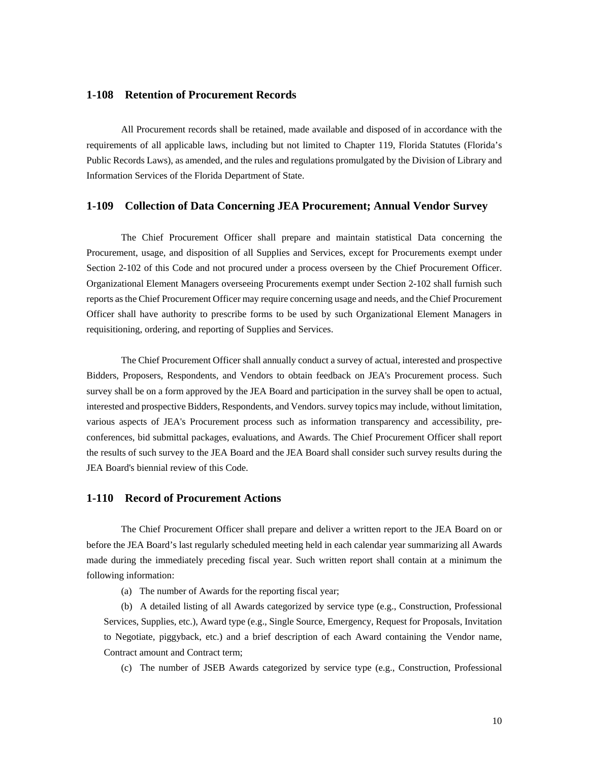## 1-108 Retention of Procurement Records

All Procurement records shall be retained, made available and disposed of in accordance with the requirements of all applicable laws, including but not limited to Chapter 119, Florida Statutes (Florida's Public Records Laws), as amended, and the rules and regulations promulgated by the Division of Library and Information Services of the Florida Department of State.

## 1-109 Collection of Data Concerning JEA Procurement; Annual Vendor Survey

The Chief Procurement Officer shall prepare and maintain statistical Data concerning the Procurement, usage, and disposition of all Supplies and Services, except for Procurements exempt under Section 2-102 of this Code and not procured under a process overseen by the Chief Procurement Officer. Organizational Element Managers overseeing Procurements exempt under Section 2-102 shall furnish such reports as the Chief Procurement Officer may require concerning usage and needs, and the Chief Procurement Officer shall have authority to prescribe forms to be used by such Organizational Element Managers in requisitioning, ordering, and reporting of Supplies and Services.

The Chief Procurement Officer shall annually conduct a survey of actual, interested and prospective Bidders, Proposers, Respondents, and Vendors to obtain feedback on JEA's Procurement process. Such survey shall be on a form approved by the JEA Board and participation in the survey shall be open to actual, interested and prospective Bidders, Respondents, and Vendors. survey topics may include, without limitation, various aspects of JEA's Procurement process such as information transparency and accessibility, pre-conferences, bid submittal packages, evaluations, and Awards. The Chief Procurement Officer shall report the results of such survey to the JEA Board and the JEA Board shall consider such survey results during the JEA Board's biennial review of this Code.

## 1-110 Record of Procurement Actions

The Chief Procurement Officer shall prepare and deliver a written report to the JEA Board on or before the JEA Board's last regularly scheduled meeting held in each calendar year summarizing all Awards made during the immediately preceding fiscal year. Such written report shall contain at a minimum the following information:

(a) The number of Awards for the reporting fiscal year;

(b) A detailed listing of all Awards categorized by service type (e.g., Construction, Professional Services, Supplies, etc.), Award type (e.g., Single Source, Emergency, Request for Proposals, Invitation to Negotiate, piggyback, etc.) and a brief description of each Award containing the Vendor name, Contract amount and Contract term;

(c) The number of JSEB Awards categorized by service type (e.g., Construction, Professional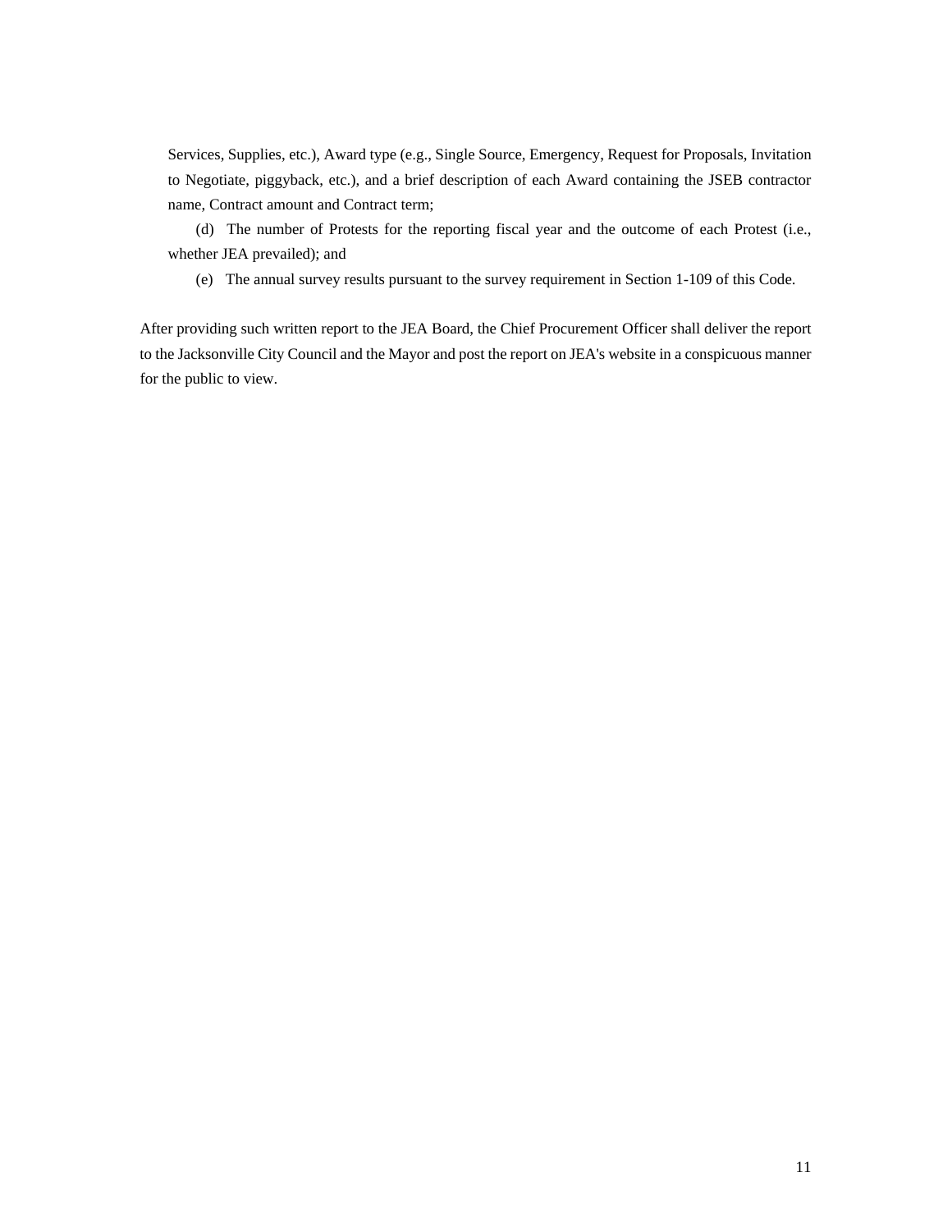Services, Supplies, etc.), Award type (e.g., Single Source, Emergency, Request for Proposals, Invitation to Negotiate, piggyback, etc.), and a brief description of each Award containing the JSEB contractor name, Contract amount and Contract term;

(d) The number of Protests for the reporting fiscal year and the outcome of each Protest (i.e., whether JEA prevailed); and

(e) The annual survey results pursuant to the survey requirement in Section 1-109 of this Code.

After providing such written report to the JEA Board, the Chief Procurement Officer shall deliver the report to the Jacksonville City Council and the Mayor and post the report on JEA's website in a conspicuous manner for the public to view.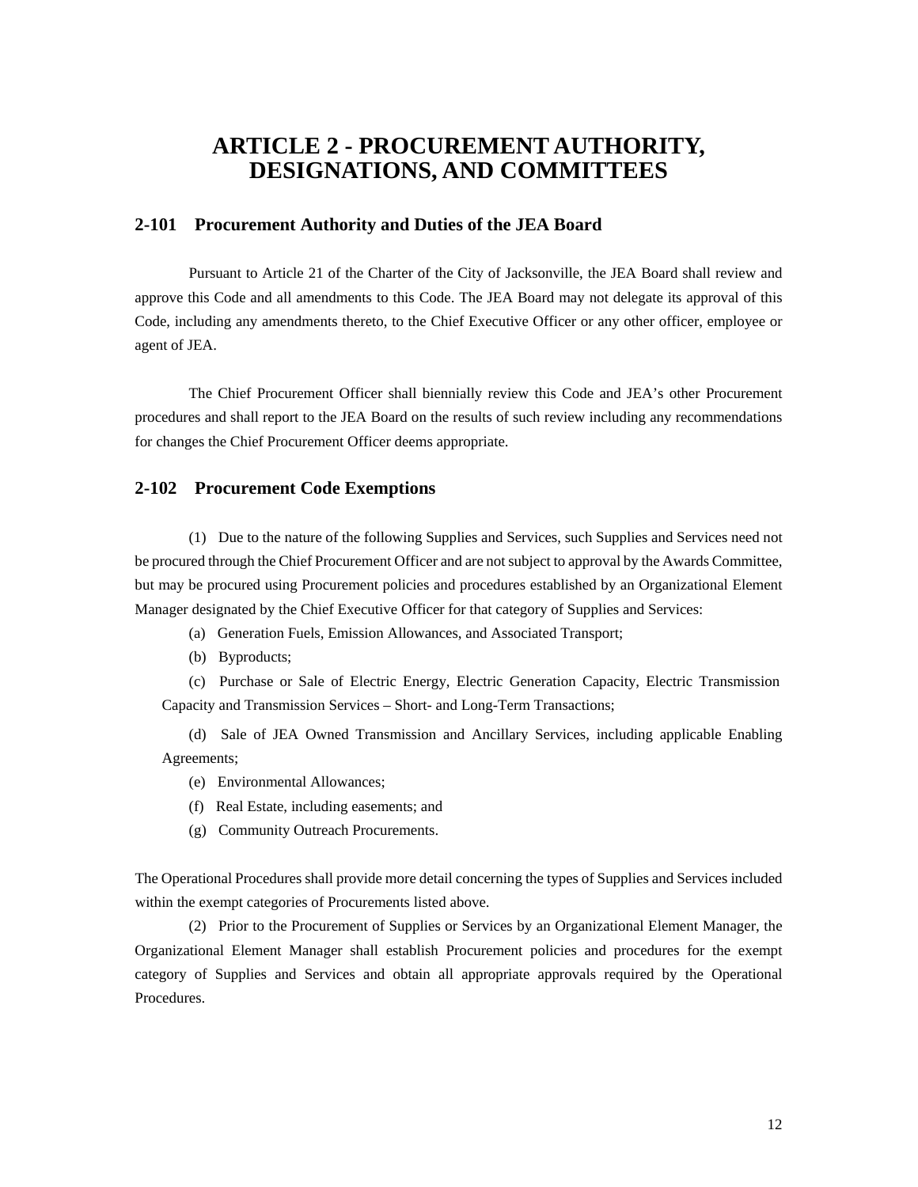# ARTICLE 2 - PROCUREMENT AUTHORITY, DESIGNATIONS, AND COMMITTEES

## 2-101 Procurement Authority and Duties of the JEA Board

Pursuant to Article 21 of the Charter of the City of Jacksonville, the JEA Board shall review and approve this Code and all amendments to this Code. The JEA Board may not delegate its approval of this Code, including any amendments thereto, to the Chief Executive Officer or any other officer, employee or agent of JEA.

The Chief Procurement Officer shall biennially review this Code and JEA's other Procurement procedures and shall report to the JEA Board on the results of such review including any recommendations for changes the Chief Procurement Officer deems appropriate.

## 2-102 Procurement Code Exemptions

(1) Due to the nature of the following Supplies and Services, such Supplies and Services need not be procured through the Chief Procurement Officer and are not subject to approval by the Awards Committee, but may be procured using Procurement policies and procedures established by an Organizational Element Manager designated by the Chief Executive Officer for that category of Supplies and Services:

(a) Generation Fuels, Emission Allowances, and Associated Transport;

(b) Byproducts;

(c) Purchase or Sale of Electric Energy, Electric Generation Capacity, Electric Transmission Capacity and Transmission Services – Short- and Long-Term Transactions;

(d) Sale of JEA Owned Transmission and Ancillary Services, including applicable Enabling Agreements;

(e) Environmental Allowances;

(f) Real Estate, including easements; and

(g) Community Outreach Procurements.

The Operational Procedures shall provide more detail concerning the types of Supplies and Services included within the exempt categories of Procurements listed above.

(2) Prior to the Procurement of Supplies or Services by an Organizational Element Manager, the Organizational Element Manager shall establish Procurement policies and procedures for the exempt category of Supplies and Services and obtain all appropriate approvals required by the Operational Procedures.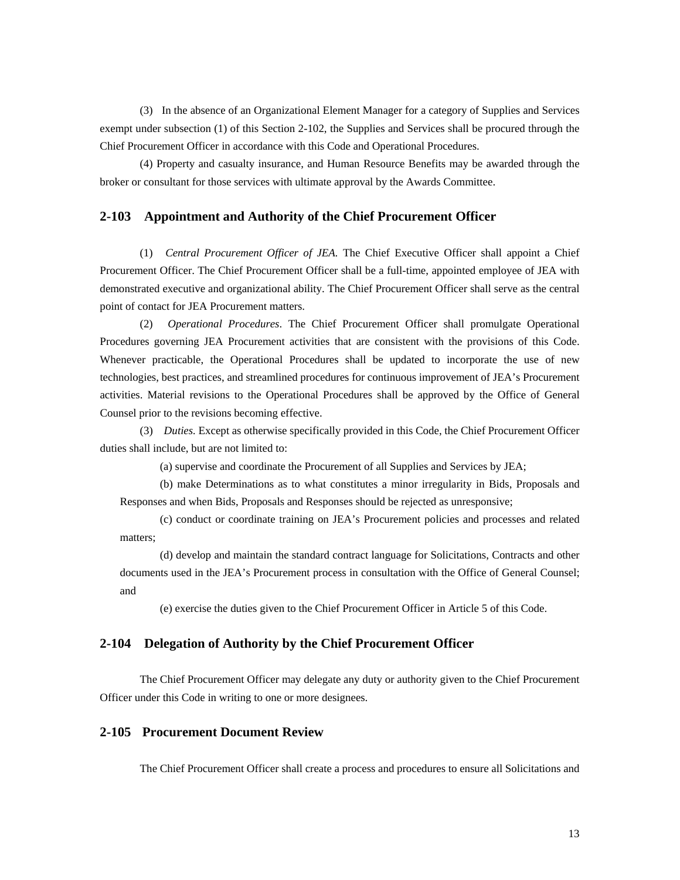(3) In the absence of an Organizational Element Manager for a category of Supplies and Services exempt under subsection (1) of this Section 2-102, the Supplies and Services shall be procured through the Chief Procurement Officer in accordance with this Code and Operational Procedures.

(4) Property and casualty insurance, and Human Resource Benefits may be awarded through the broker or consultant for those services with ultimate approval by the Awards Committee.

## 2-103 Appointment and Authority of the Chief Procurement Officer

(1) *Central Procurement Officer of JEA.* The Chief Executive Officer shall appoint a Chief Procurement Officer. The Chief Procurement Officer shall be a full-time, appointed employee of JEA with demonstrated executive and organizational ability. The Chief Procurement Officer shall serve as the central point of contact for JEA Procurement matters.

(2) *Operational Procedures*. The Chief Procurement Officer shall promulgate Operational Procedures governing JEA Procurement activities that are consistent with the provisions of this Code. Whenever practicable, the Operational Procedures shall be updated to incorporate the use of new technologies, best practices, and streamlined procedures for continuous improvement of JEA's Procurement activities. Material revisions to the Operational Procedures shall be approved by the Office of General Counsel prior to the revisions becoming effective.

(3) *Duties.* Except as otherwise specifically provided in this Code, the Chief Procurement Officer duties shall include, but are not limited to:

(a) supervise and coordinate the Procurement of all Supplies and Services by JEA;

(b) make Determinations as to what constitutes a minor irregularity in Bids, Proposals and Responses and when Bids, Proposals and Responses should be rejected as unresponsive;

(c) conduct or coordinate training on JEA's Procurement policies and processes and related matters;

(d) develop and maintain the standard contract language for Solicitations, Contracts and other documents used in the JEA's Procurement process in consultation with the Office of General Counsel; and

(e) exercise the duties given to the Chief Procurement Officer in Article 5 of this Code.

## 2-104 Delegation of Authority by the Chief Procurement Officer

The Chief Procurement Officer may delegate any duty or authority given to the Chief Procurement Officer under this Code in writing to one or more designees.

## 2-105 Procurement Document Review

The Chief Procurement Officer shall create a process and procedures to ensure all Solicitations and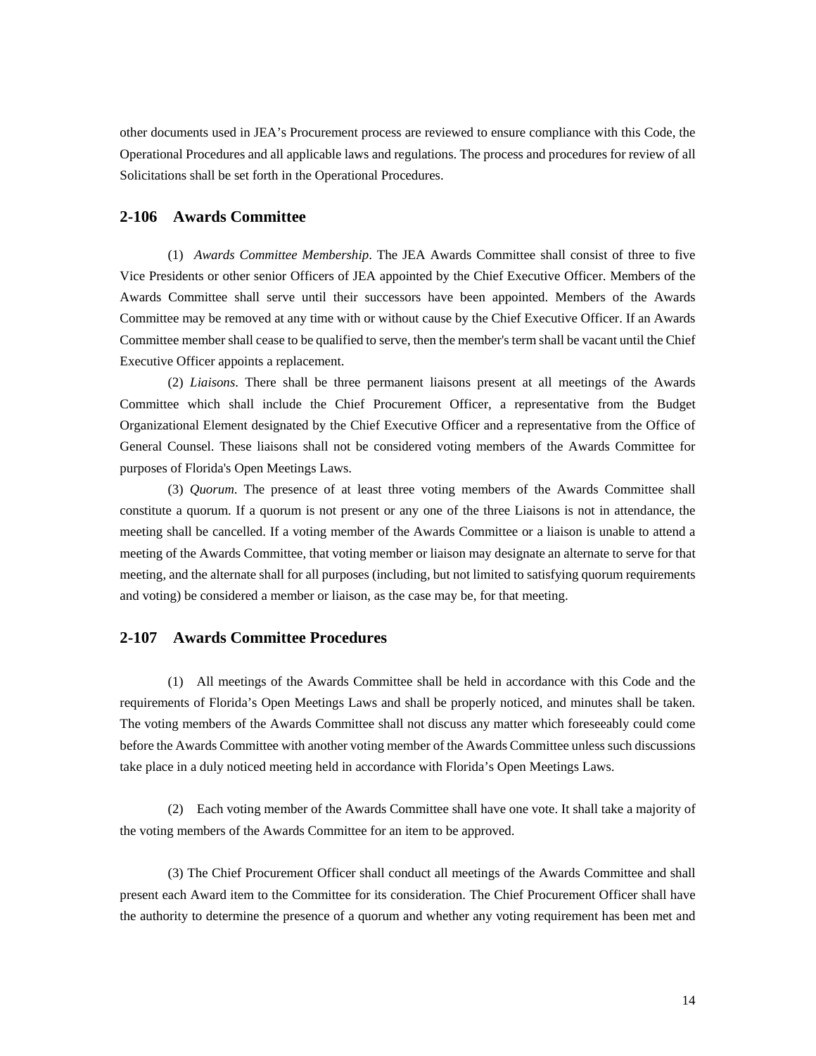other documents used in JEA's Procurement process are reviewed to ensure compliance with this Code, the Operational Procedures and all applicable laws and regulations. The process and procedures for review of all Solicitations shall be set forth in the Operational Procedures.

## 2-106 Awards Committee

(1) *Awards Committee Membership*. The JEA Awards Committee shall consist of three to five Vice Presidents or other senior Officers of JEA appointed by the Chief Executive Officer. Members of the Awards Committee shall serve until their successors have been appointed. Members of the Awards Committee may be removed at any time with or without cause by the Chief Executive Officer. If an Awards Committee member shall cease to be qualified to serve, then the member's term shall be vacant until the Chief Executive Officer appoints a replacement.

(2) *Liaisons*. There shall be three permanent liaisons present at all meetings of the Awards Committee which shall include the Chief Procurement Officer, a representative from the Budget Organizational Element designated by the Chief Executive Officer and a representative from the Office of General Counsel. These liaisons shall not be considered voting members of the Awards Committee for purposes of Florida's Open Meetings Laws.

(3) *Quorum*. The presence of at least three voting members of the Awards Committee shall constitute a quorum. If a quorum is not present or any one of the three Liaisons is not in attendance, the meeting shall be cancelled. If a voting member of the Awards Committee or a liaison is unable to attend a meeting of the Awards Committee, that voting member or liaison may designate an alternate to serve for that meeting, and the alternate shall for all purposes (including, but not limited to satisfying quorum requirements and voting) be considered a member or liaison, as the case may be, for that meeting.

## 2-107 Awards Committee Procedures

(1) All meetings of the Awards Committee shall be held in accordance with this Code and the requirements of Florida's Open Meetings Laws and shall be properly noticed, and minutes shall be taken. The voting members of the Awards Committee shall not discuss any matter which foreseeably could come before the Awards Committee with another voting member of the Awards Committee unless such discussions take place in a duly noticed meeting held in accordance with Florida's Open Meetings Laws.

(2) Each voting member of the Awards Committee shall have one vote. It shall take a majority of the voting members of the Awards Committee for an item to be approved.

(3) The Chief Procurement Officer shall conduct all meetings of the Awards Committee and shall present each Award item to the Committee for its consideration. The Chief Procurement Officer shall have the authority to determine the presence of a quorum and whether any voting requirement has been met and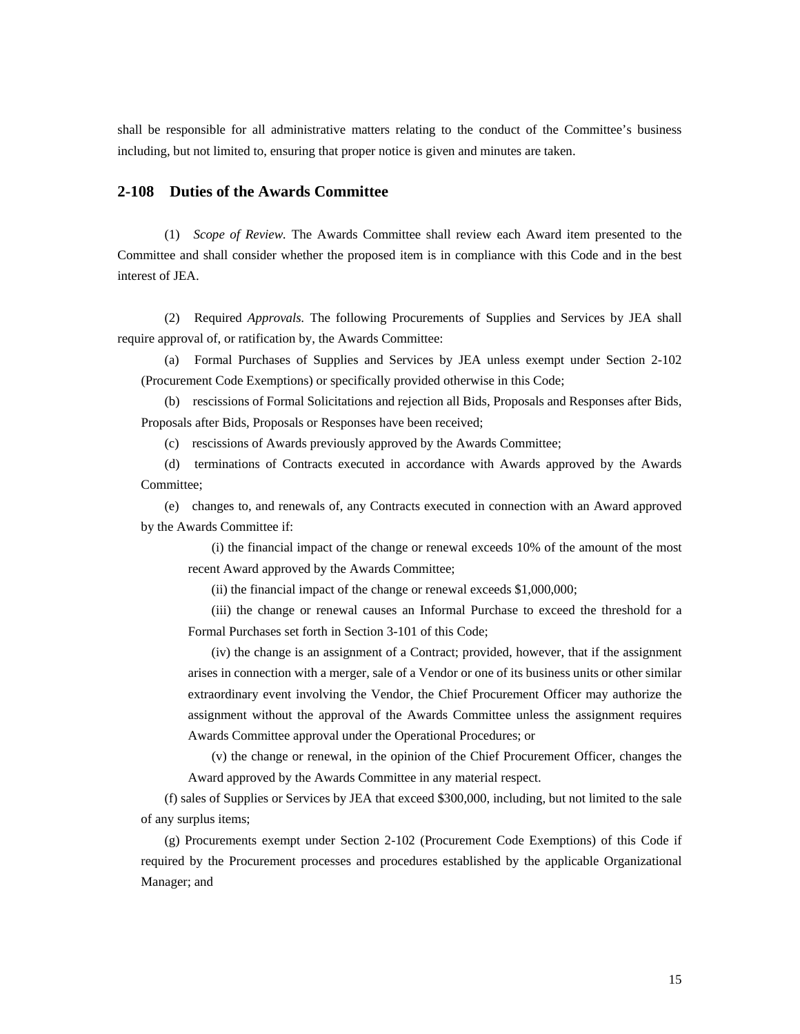shall be responsible for all administrative matters relating to the conduct of the Committee's business including, but not limited to, ensuring that proper notice is given and minutes are taken.

## 2-108 Duties of the Awards Committee

(1) *Scope of Review.* The Awards Committee shall review each Award item presented to the Committee and shall consider whether the proposed item is in compliance with this Code and in the best interest of JEA.

(2) Required *Approvals.* The following Procurements of Supplies and Services by JEA shall require approval of, or ratification by, the Awards Committee:

(a) Formal Purchases of Supplies and Services by JEA unless exempt under Section 2-102 (Procurement Code Exemptions) or specifically provided otherwise in this Code;

(b) rescissions of Formal Solicitations and rejection all Bids, Proposals and Responses after Bids, Proposals after Bids, Proposals or Responses have been received;

(c) rescissions of Awards previously approved by the Awards Committee;

(d) terminations of Contracts executed in accordance with Awards approved by the Awards Committee;

(e) changes to, and renewals of, any Contracts executed in connection with an Award approved by the Awards Committee if:

(i) the financial impact of the change or renewal exceeds 10% of the amount of the most recent Award approved by the Awards Committee;

(ii) the financial impact of the change or renewal exceeds $1,000,000;

(iii) the change or renewal causes an Informal Purchase to exceed the threshold for a Formal Purchases set forth in Section 3-101 of this Code;

(iv) the change is an assignment of a Contract; provided, however, that if the assignment arises in connection with a merger, sale of a Vendor or one of its business units or other similar extraordinary event involving the Vendor, the Chief Procurement Officer may authorize the assignment without the approval of the Awards Committee unless the assignment requires Awards Committee approval under the Operational Procedures; or

(v) the change or renewal, in the opinion of the Chief Procurement Officer, changes the Award approved by the Awards Committee in any material respect.

(f) sales of Supplies or Services by JEA that exceed $300,000, including, but not limited to the sale of any surplus items;

(g) Procurements exempt under Section 2-102 (Procurement Code Exemptions) of this Code if required by the Procurement processes and procedures established by the applicable Organizational Manager; and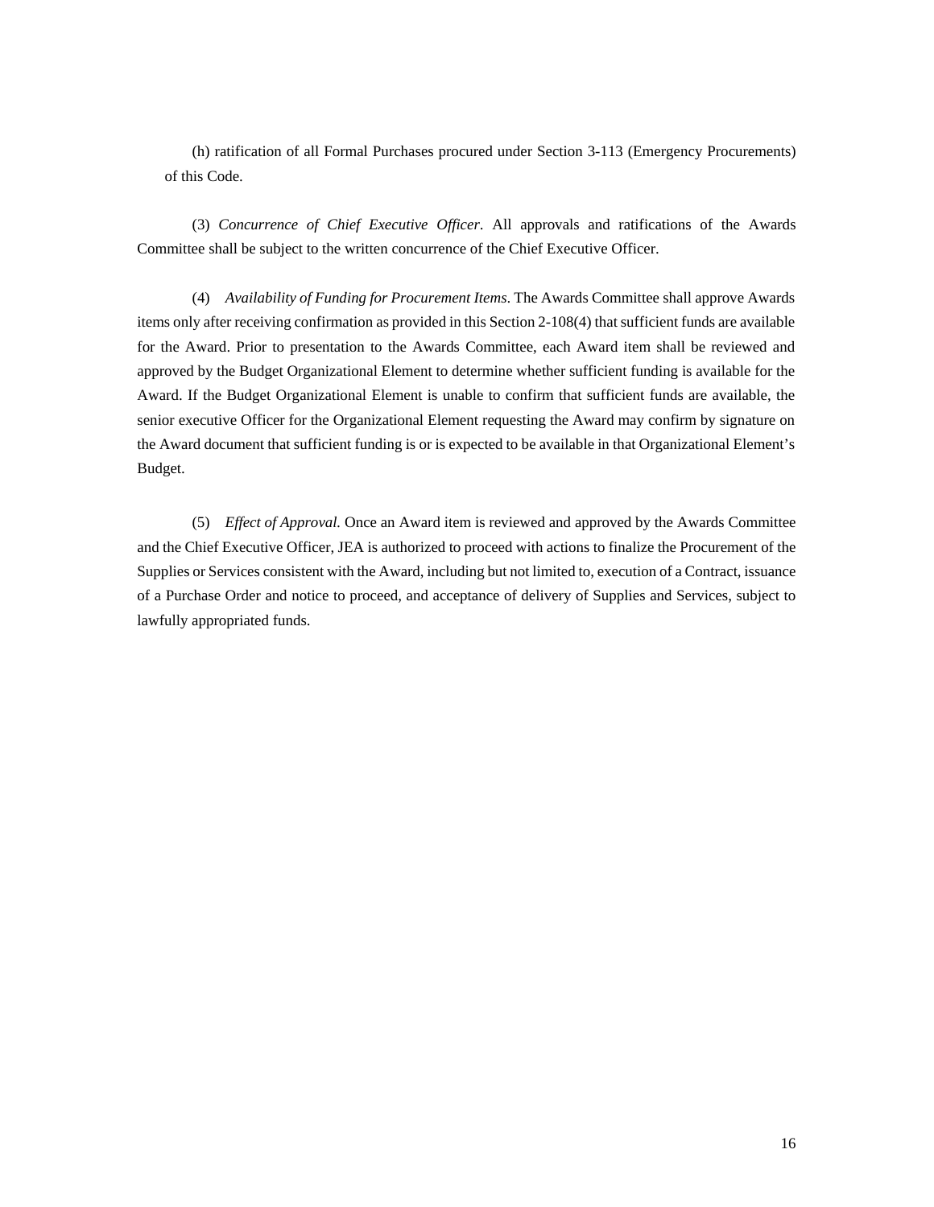(h) ratification of all Formal Purchases procured under Section 3-113 (Emergency Procurements) of this Code.

(3) *Concurrence of Chief Executive Officer*. All approvals and ratifications of the Awards Committee shall be subject to the written concurrence of the Chief Executive Officer.

(4) *Availability of Funding for Procurement Items*. The Awards Committee shall approve Awards items only after receiving confirmation as provided in this Section 2-108(4) that sufficient funds are available for the Award. Prior to presentation to the Awards Committee, each Award item shall be reviewed and approved by the Budget Organizational Element to determine whether sufficient funding is available for the Award. If the Budget Organizational Element is unable to confirm that sufficient funds are available, the senior executive Officer for the Organizational Element requesting the Award may confirm by signature on the Award document that sufficient funding is or is expected to be available in that Organizational Element's Budget.

(5) *Effect of Approval.* Once an Award item is reviewed and approved by the Awards Committee and the Chief Executive Officer, JEA is authorized to proceed with actions to finalize the Procurement of the Supplies or Services consistent with the Award, including but not limited to, execution of a Contract, issuance of a Purchase Order and notice to proceed, and acceptance of delivery of Supplies and Services, subject to lawfully appropriated funds.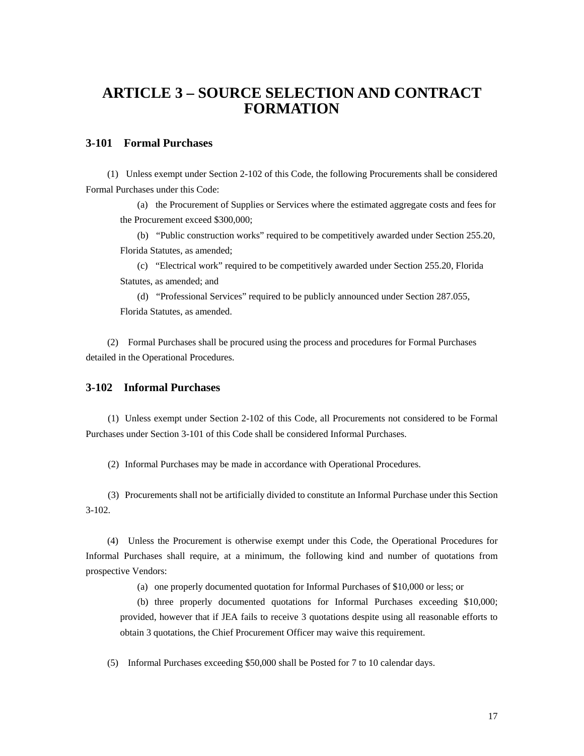# ARTICLE 3 – SOURCE SELECTION AND CONTRACT FORMATION

## 3-101 Formal Purchases

(1) Unless exempt under Section 2-102 of this Code, the following Procurements shall be considered Formal Purchases under this Code:

(a) the Procurement of Supplies or Services where the estimated aggregate costs and fees for the Procurement exceed $300,000;

(b) "Public construction works" required to be competitively awarded under Section 255.20, Florida Statutes, as amended;

(c) "Electrical work" required to be competitively awarded under Section 255.20, Florida Statutes, as amended; and

(d) "Professional Services" required to be publicly announced under Section 287.055, Florida Statutes, as amended.

(2) Formal Purchases shall be procured using the process and procedures for Formal Purchases detailed in the Operational Procedures.

## 3-102 Informal Purchases

(1) Unless exempt under Section 2-102 of this Code, all Procurements not considered to be Formal Purchases under Section 3-101 of this Code shall be considered Informal Purchases.

(2) Informal Purchases may be made in accordance with Operational Procedures.

(3) Procurements shall not be artificially divided to constitute an Informal Purchase under this Section 3-102.

(4) Unless the Procurement is otherwise exempt under this Code, the Operational Procedures for Informal Purchases shall require, at a minimum, the following kind and number of quotations from prospective Vendors:

(a) one properly documented quotation for Informal Purchases of $10,000 or less; or

(b) three properly documented quotations for Informal Purchases exceeding $10,000; provided, however that if JEA fails to receive 3 quotations despite using all reasonable efforts to obtain 3 quotations, the Chief Procurement Officer may waive this requirement.

(5) Informal Purchases exceeding $50,000 shall be Posted for 7 to 10 calendar days.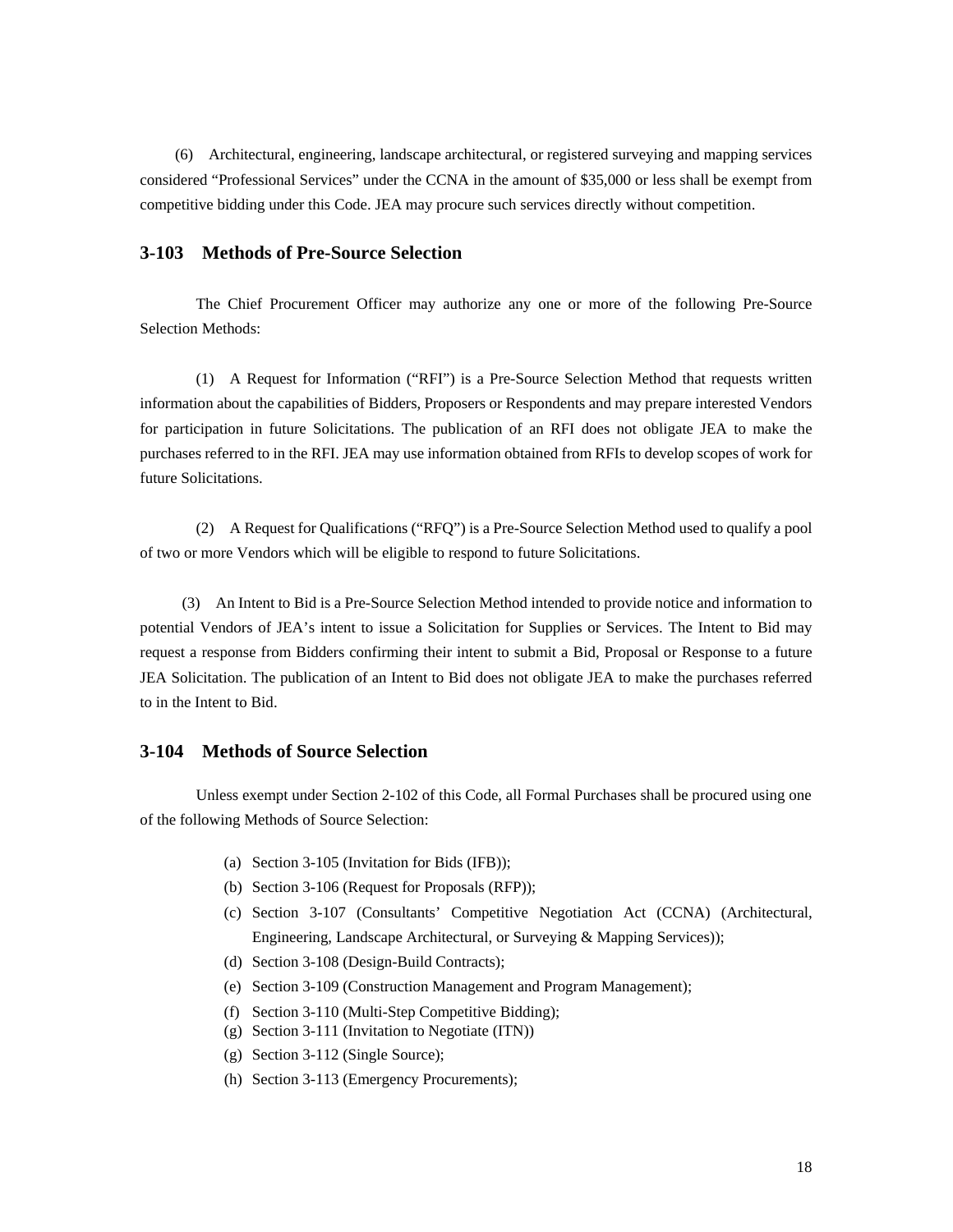(6) Architectural, engineering, landscape architectural, or registered surveying and mapping services considered "Professional Services" under the CCNA in the amount of $35,000 or less shall be exempt from competitive bidding under this Code. JEA may procure such services directly without competition.

### 3-103 Methods of Pre-Source Selection

The Chief Procurement Officer may authorize any one or more of the following Pre-Source Selection Methods:

(1) A Request for Information ("RFI") is a Pre-Source Selection Method that requests written information about the capabilities of Bidders, Proposers or Respondents and may prepare interested Vendors for participation in future Solicitations. The publication of an RFI does not obligate JEA to make the purchases referred to in the RFI. JEA may use information obtained from RFIs to develop scopes of work for future Solicitations.

(2) A Request for Qualifications ("RFQ") is a Pre-Source Selection Method used to qualify a pool of two or more Vendors which will be eligible to respond to future Solicitations.

(3) An Intent to Bid is a Pre-Source Selection Method intended to provide notice and information to potential Vendors of JEA's intent to issue a Solicitation for Supplies or Services. The Intent to Bid may request a response from Bidders confirming their intent to submit a Bid, Proposal or Response to a future JEA Solicitation. The publication of an Intent to Bid does not obligate JEA to make the purchases referred to in the Intent to Bid.

### 3-104 Methods of Source Selection

Unless exempt under Section 2-102 of this Code, all Formal Purchases shall be procured using one of the following Methods of Source Selection:

(a) Section 3-105 (Invitation for Bids (IFB));
(b) Section 3-106 (Request for Proposals (RFP));
(c) Section 3-107 (Consultants' Competitive Negotiation Act (CCNA) (Architectural, Engineering, Landscape Architectural, or Surveying & Mapping Services));
(d) Section 3-108 (Design-Build Contracts);
(e) Section 3-109 (Construction Management and Program Management);
(f) Section 3-110 (Multi-Step Competitive Bidding);
(g) Section 3-111 (Invitation to Negotiate (ITN))
(g) Section 3-112 (Single Source);
(h) Section 3-113 (Emergency Procurements);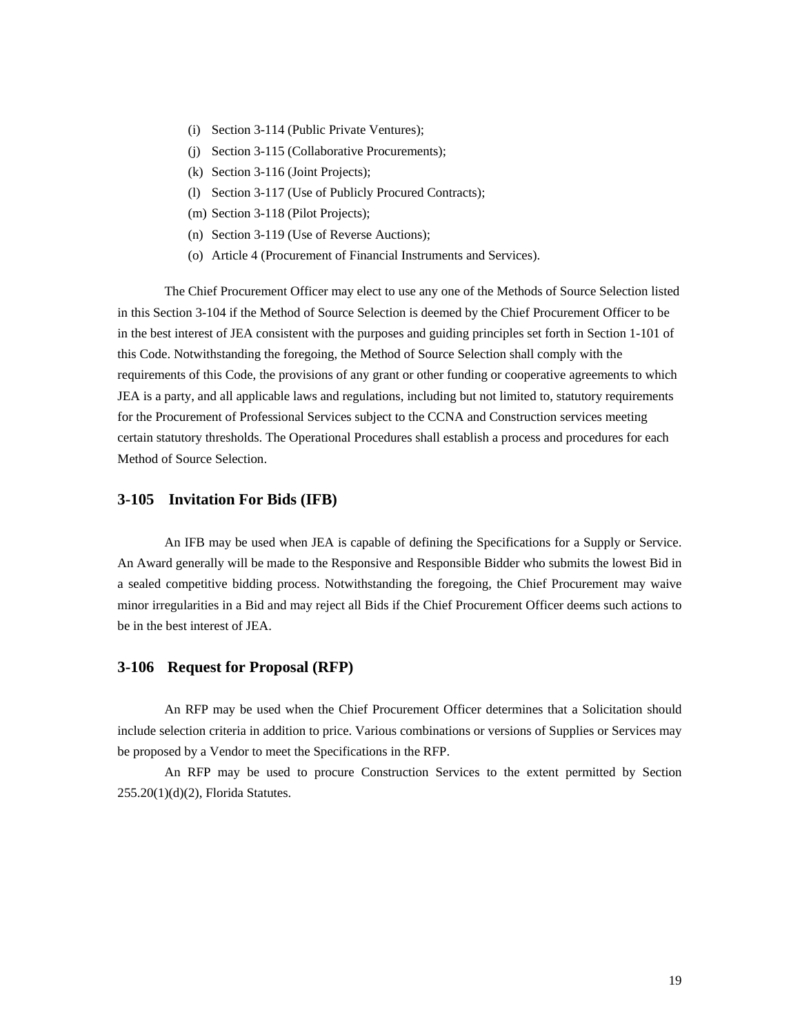(i) Section 3-114 (Public Private Ventures);
(j) Section 3-115 (Collaborative Procurements);
(k) Section 3-116 (Joint Projects);
(l) Section 3-117 (Use of Publicly Procured Contracts);
(m) Section 3-118 (Pilot Projects);
(n) Section 3-119 (Use of Reverse Auctions);
(o) Article 4 (Procurement of Financial Instruments and Services).

The Chief Procurement Officer may elect to use any one of the Methods of Source Selection listed in this Section 3-104 if the Method of Source Selection is deemed by the Chief Procurement Officer to be in the best interest of JEA consistent with the purposes and guiding principles set forth in Section 1-101 of this Code. Notwithstanding the foregoing, the Method of Source Selection shall comply with the requirements of this Code, the provisions of any grant or other funding or cooperative agreements to which JEA is a party, and all applicable laws and regulations, including but not limited to, statutory requirements for the Procurement of Professional Services subject to the CCNA and Construction services meeting certain statutory thresholds. The Operational Procedures shall establish a process and procedures for each Method of Source Selection.

## 3-105 Invitation For Bids (IFB)

An IFB may be used when JEA is capable of defining the Specifications for a Supply or Service. An Award generally will be made to the Responsive and Responsible Bidder who submits the lowest Bid in a sealed competitive bidding process. Notwithstanding the foregoing, the Chief Procurement may waive minor irregularities in a Bid and may reject all Bids if the Chief Procurement Officer deems such actions to be in the best interest of JEA.

## 3-106 Request for Proposal (RFP)

An RFP may be used when the Chief Procurement Officer determines that a Solicitation should include selection criteria in addition to price. Various combinations or versions of Supplies or Services may be proposed by a Vendor to meet the Specifications in the RFP.

An RFP may be used to procure Construction Services to the extent permitted by Section 255.20(1)(d)(2), Florida Statutes.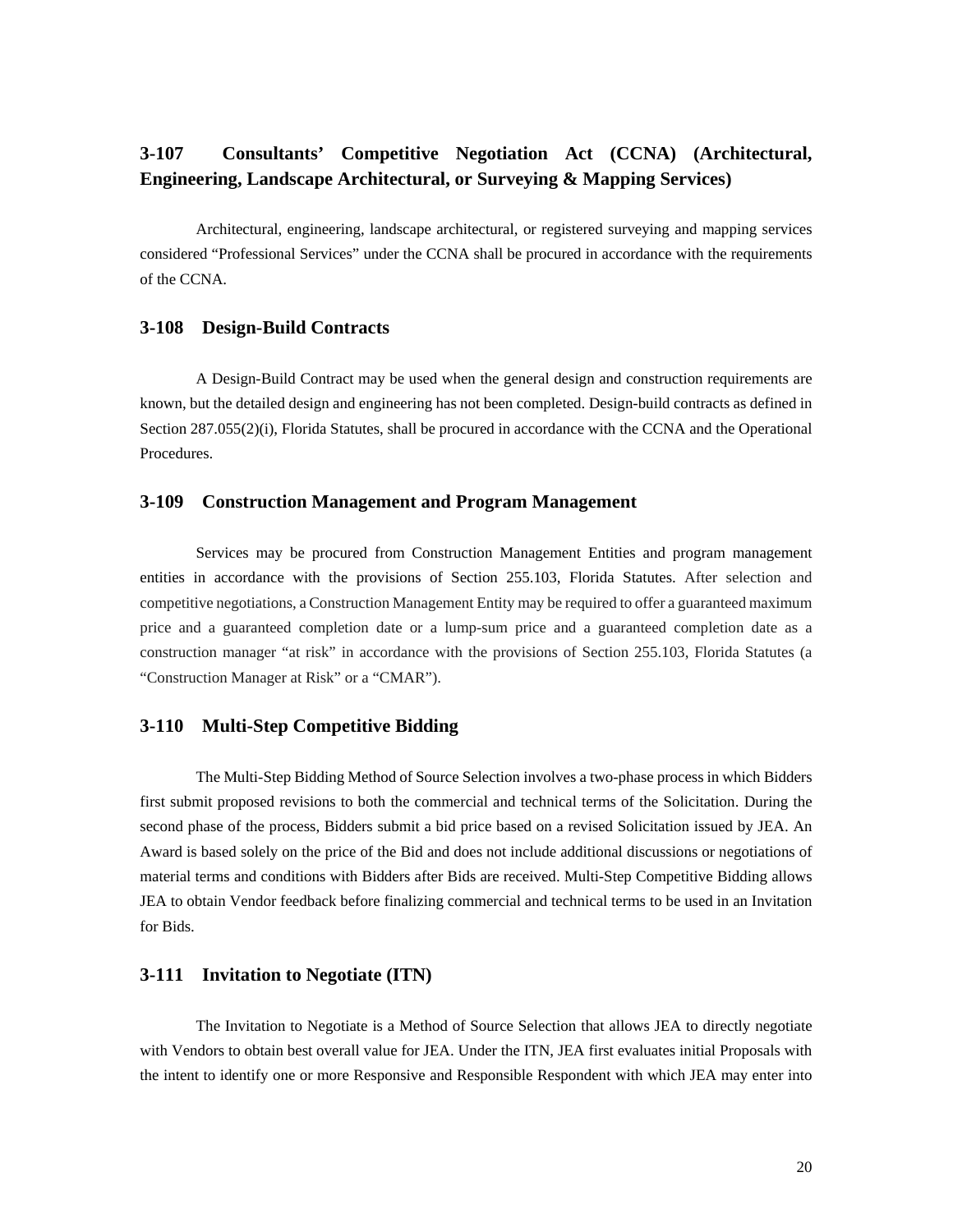### 3-107 Consultants' Competitive Negotiation Act (CCNA) (Architectural, Engineering, Landscape Architectural, or Surveying & Mapping Services)

Architectural, engineering, landscape architectural, or registered surveying and mapping services considered "Professional Services" under the CCNA shall be procured in accordance with the requirements of the CCNA.

### 3-108 Design-Build Contracts

A Design-Build Contract may be used when the general design and construction requirements are known, but the detailed design and engineering has not been completed. Design-build contracts as defined in Section 287.055(2)(i), Florida Statutes, shall be procured in accordance with the CCNA and the Operational Procedures.

### 3-109 Construction Management and Program Management

Services may be procured from Construction Management Entities and program management entities in accordance with the provisions of Section 255.103, Florida Statutes. After selection and competitive negotiations, a Construction Management Entity may be required to offer a guaranteed maximum price and a guaranteed completion date or a lump-sum price and a guaranteed completion date as a construction manager "at risk" in accordance with the provisions of Section 255.103, Florida Statutes (a "Construction Manager at Risk" or a "CMAR").

### 3-110 Multi-Step Competitive Bidding

The Multi-Step Bidding Method of Source Selection involves a two-phase process in which Bidders first submit proposed revisions to both the commercial and technical terms of the Solicitation. During the second phase of the process, Bidders submit a bid price based on a revised Solicitation issued by JEA. An Award is based solely on the price of the Bid and does not include additional discussions or negotiations of material terms and conditions with Bidders after Bids are received. Multi-Step Competitive Bidding allows JEA to obtain Vendor feedback before finalizing commercial and technical terms to be used in an Invitation for Bids.

### 3-111 Invitation to Negotiate (ITN)

The Invitation to Negotiate is a Method of Source Selection that allows JEA to directly negotiate with Vendors to obtain best overall value for JEA. Under the ITN, JEA first evaluates initial Proposals with the intent to identify one or more Responsive and Responsible Respondent with which JEA may enter into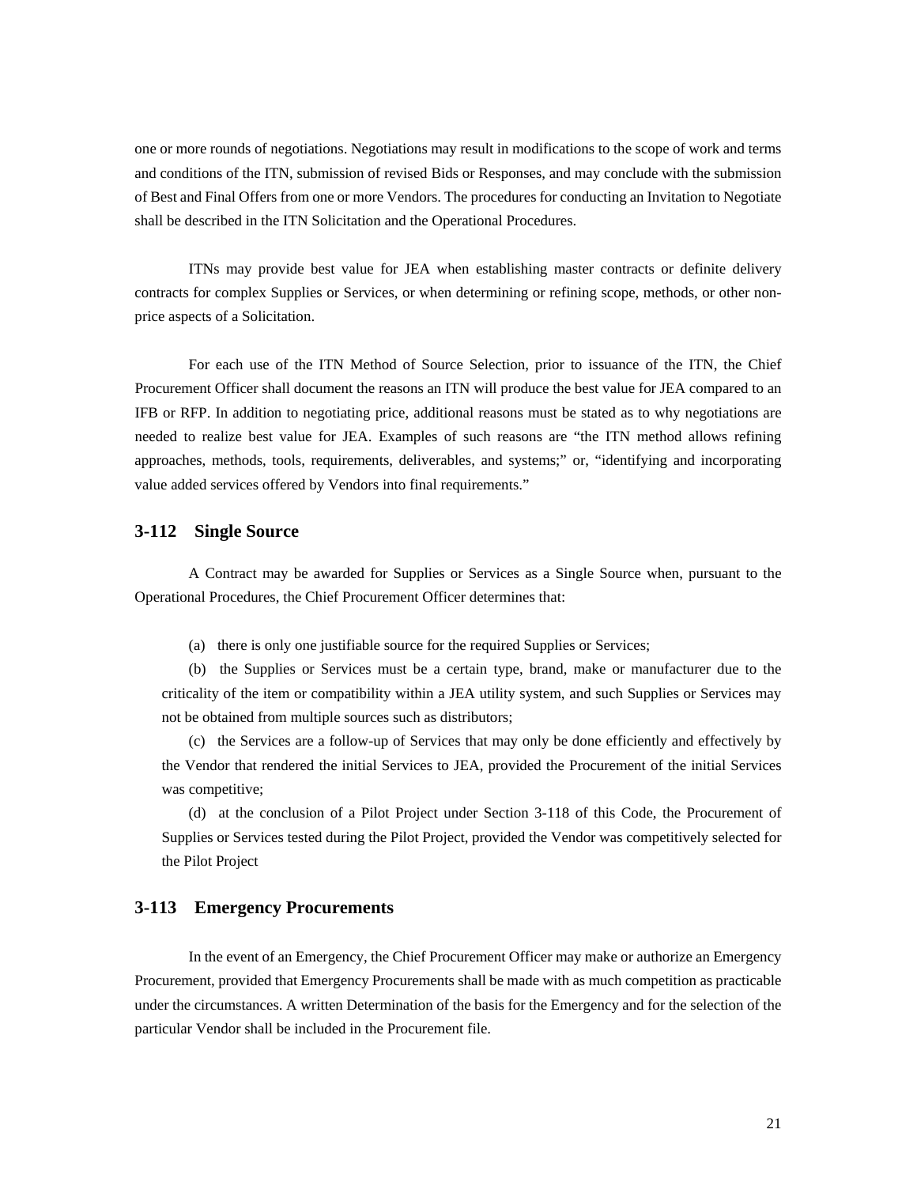one or more rounds of negotiations. Negotiations may result in modifications to the scope of work and terms and conditions of the ITN, submission of revised Bids or Responses, and may conclude with the submission of Best and Final Offers from one or more Vendors. The procedures for conducting an Invitation to Negotiate shall be described in the ITN Solicitation and the Operational Procedures.

ITNs may provide best value for JEA when establishing master contracts or definite delivery contracts for complex Supplies or Services, or when determining or refining scope, methods, or other non-price aspects of a Solicitation.

For each use of the ITN Method of Source Selection, prior to issuance of the ITN, the Chief Procurement Officer shall document the reasons an ITN will produce the best value for JEA compared to an IFB or RFP. In addition to negotiating price, additional reasons must be stated as to why negotiations are needed to realize best value for JEA. Examples of such reasons are "the ITN method allows refining approaches, methods, tools, requirements, deliverables, and systems;" or, "identifying and incorporating value added services offered by Vendors into final requirements."

### 3-112 Single Source

A Contract may be awarded for Supplies or Services as a Single Source when, pursuant to the Operational Procedures, the Chief Procurement Officer determines that:

(a) there is only one justifiable source for the required Supplies or Services;

(b) the Supplies or Services must be a certain type, brand, make or manufacturer due to the criticality of the item or compatibility within a JEA utility system, and such Supplies or Services may not be obtained from multiple sources such as distributors;

(c) the Services are a follow-up of Services that may only be done efficiently and effectively by the Vendor that rendered the initial Services to JEA, provided the Procurement of the initial Services was competitive;

(d) at the conclusion of a Pilot Project under Section 3-118 of this Code, the Procurement of Supplies or Services tested during the Pilot Project, provided the Vendor was competitively selected for the Pilot Project

### 3-113 Emergency Procurements

In the event of an Emergency, the Chief Procurement Officer may make or authorize an Emergency Procurement, provided that Emergency Procurements shall be made with as much competition as practicable under the circumstances. A written Determination of the basis for the Emergency and for the selection of the particular Vendor shall be included in the Procurement file.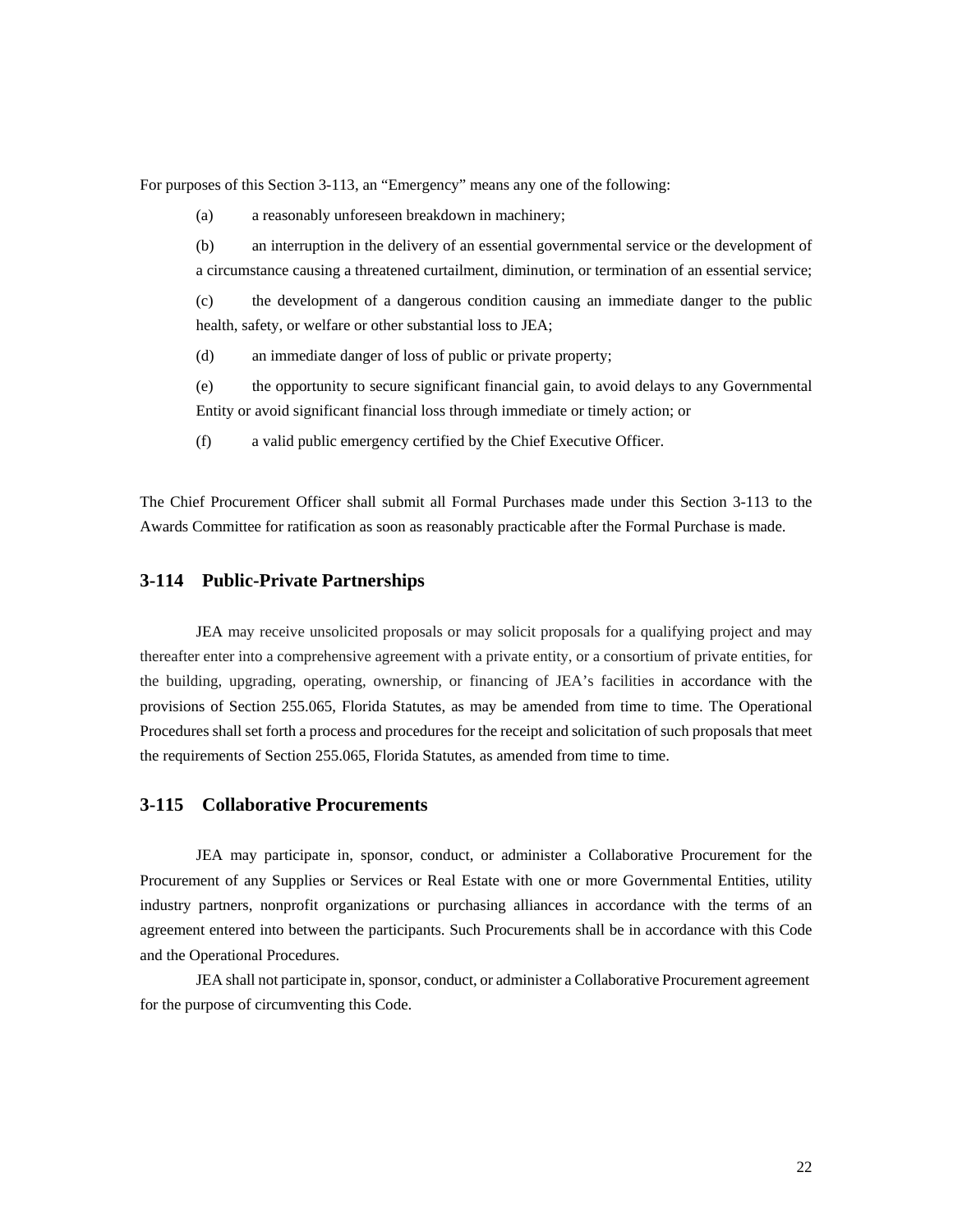For purposes of this Section 3-113, an "Emergency" means any one of the following:

(a) a reasonably unforeseen breakdown in machinery;

(b) an interruption in the delivery of an essential governmental service or the development of a circumstance causing a threatened curtailment, diminution, or termination of an essential service;

(c) the development of a dangerous condition causing an immediate danger to the public health, safety, or welfare or other substantial loss to JEA;

(d) an immediate danger of loss of public or private property;

(e) the opportunity to secure significant financial gain, to avoid delays to any Governmental Entity or avoid significant financial loss through immediate or timely action; or

(f) a valid public emergency certified by the Chief Executive Officer.

The Chief Procurement Officer shall submit all Formal Purchases made under this Section 3-113 to the Awards Committee for ratification as soon as reasonably practicable after the Formal Purchase is made.

## 3-114 Public-Private Partnerships

JEA may receive unsolicited proposals or may solicit proposals for a qualifying project and may thereafter enter into a comprehensive agreement with a private entity, or a consortium of private entities, for the building, upgrading, operating, ownership, or financing of JEA's facilities in accordance with the provisions of Section 255.065, Florida Statutes, as may be amended from time to time. The Operational Procedures shall set forth a process and procedures for the receipt and solicitation of such proposals that meet the requirements of Section 255.065, Florida Statutes, as amended from time to time.

## 3-115 Collaborative Procurements

JEA may participate in, sponsor, conduct, or administer a Collaborative Procurement for the Procurement of any Supplies or Services or Real Estate with one or more Governmental Entities, utility industry partners, nonprofit organizations or purchasing alliances in accordance with the terms of an agreement entered into between the participants. Such Procurements shall be in accordance with this Code and the Operational Procedures.

JEA shall not participate in, sponsor, conduct, or administer a Collaborative Procurement agreement for the purpose of circumventing this Code.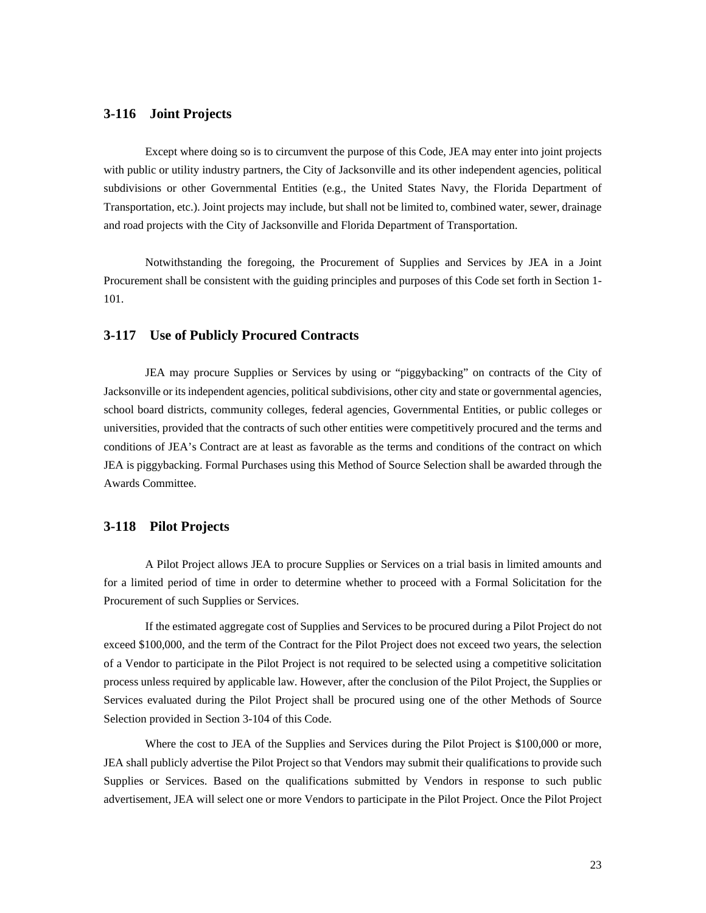### 3-116 Joint Projects

Except where doing so is to circumvent the purpose of this Code, JEA may enter into joint projects with public or utility industry partners, the City of Jacksonville and its other independent agencies, political subdivisions or other Governmental Entities (e.g., the United States Navy, the Florida Department of Transportation, etc.). Joint projects may include, but shall not be limited to, combined water, sewer, drainage and road projects with the City of Jacksonville and Florida Department of Transportation.

Notwithstanding the foregoing, the Procurement of Supplies and Services by JEA in a Joint Procurement shall be consistent with the guiding principles and purposes of this Code set forth in Section 1-101.

### 3-117 Use of Publicly Procured Contracts

JEA may procure Supplies or Services by using or "piggybacking" on contracts of the City of Jacksonville or its independent agencies, political subdivisions, other city and state or governmental agencies, school board districts, community colleges, federal agencies, Governmental Entities, or public colleges or universities, provided that the contracts of such other entities were competitively procured and the terms and conditions of JEA's Contract are at least as favorable as the terms and conditions of the contract on which JEA is piggybacking. Formal Purchases using this Method of Source Selection shall be awarded through the Awards Committee.

### 3-118 Pilot Projects

A Pilot Project allows JEA to procure Supplies or Services on a trial basis in limited amounts and for a limited period of time in order to determine whether to proceed with a Formal Solicitation for the Procurement of such Supplies or Services.

If the estimated aggregate cost of Supplies and Services to be procured during a Pilot Project do not exceed $100,000, and the term of the Contract for the Pilot Project does not exceed two years, the selection of a Vendor to participate in the Pilot Project is not required to be selected using a competitive solicitation process unless required by applicable law. However, after the conclusion of the Pilot Project, the Supplies or Services evaluated during the Pilot Project shall be procured using one of the other Methods of Source Selection provided in Section 3-104 of this Code.

Where the cost to JEA of the Supplies and Services during the Pilot Project is $100,000 or more, JEA shall publicly advertise the Pilot Project so that Vendors may submit their qualifications to provide such Supplies or Services. Based on the qualifications submitted by Vendors in response to such public advertisement, JEA will select one or more Vendors to participate in the Pilot Project. Once the Pilot Project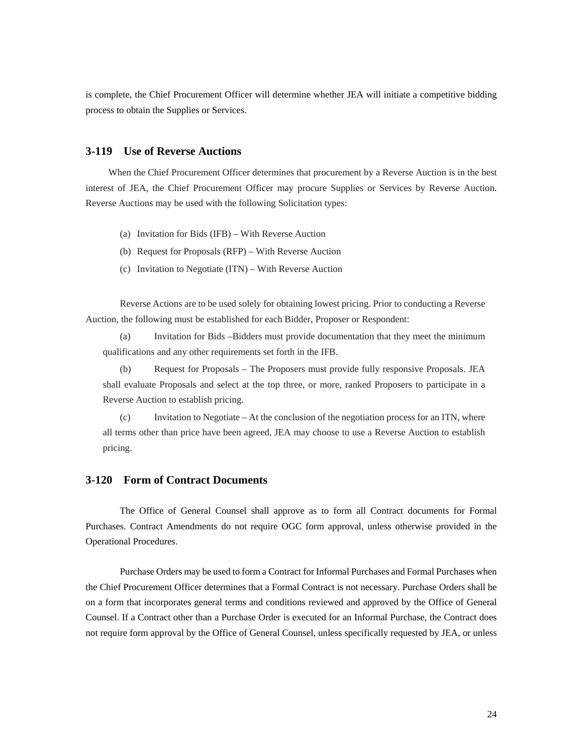is complete, the Chief Procurement Officer will determine whether JEA will initiate a competitive bidding process to obtain the Supplies or Services.

### 3-119 Use of Reverse Auctions

When the Chief Procurement Officer determines that procurement by a Reverse Auction is in the best interest of JEA, the Chief Procurement Officer may procure Supplies or Services by Reverse Auction. Reverse Auctions may be used with the following Solicitation types:

(a) Invitation for Bids (IFB) – With Reverse Auction

(b) Request for Proposals (RFP) – With Reverse Auction

(c) Invitation to Negotiate (ITN) – With Reverse Auction

Reverse Actions are to be used solely for obtaining lowest pricing. Prior to conducting a Reverse Auction, the following must be established for each Bidder, Proposer or Respondent:

(a) Invitation for Bids –Bidders must provide documentation that they meet the minimum qualifications and any other requirements set forth in the IFB.

(b) Request for Proposals – The Proposers must provide fully responsive Proposals. JEA shall evaluate Proposals and select at the top three, or more, ranked Proposers to participate in a Reverse Auction to establish pricing.

(c) Invitation to Negotiate – At the conclusion of the negotiation process for an ITN, where all terms other than price have been agreed, JEA may choose to use a Reverse Auction to establish pricing.

### 3-120 Form of Contract Documents

The Office of General Counsel shall approve as to form all Contract documents for Formal Purchases. Contract Amendments do not require OGC form approval, unless otherwise provided in the Operational Procedures.

Purchase Orders may be used to form a Contract for Informal Purchases and Formal Purchases when the Chief Procurement Officer determines that a Formal Contract is not necessary. Purchase Orders shall be on a form that incorporates general terms and conditions reviewed and approved by the Office of General Counsel. If a Contract other than a Purchase Order is executed for an Informal Purchase, the Contract does not require form approval by the Office of General Counsel, unless specifically requested by JEA, or unless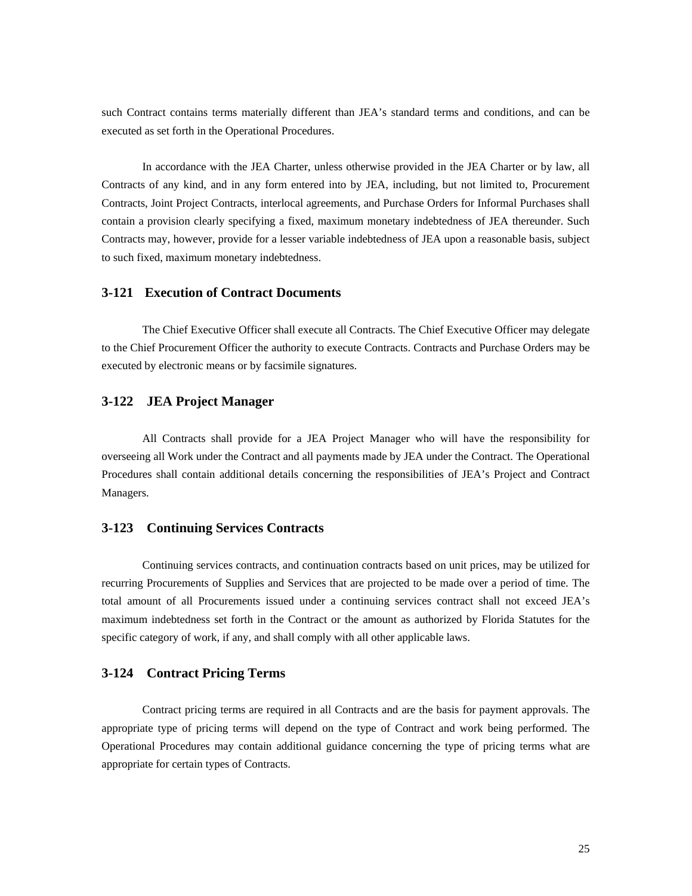such Contract contains terms materially different than JEA's standard terms and conditions, and can be executed as set forth in the Operational Procedures.

In accordance with the JEA Charter, unless otherwise provided in the JEA Charter or by law, all Contracts of any kind, and in any form entered into by JEA, including, but not limited to, Procurement Contracts, Joint Project Contracts, interlocal agreements, and Purchase Orders for Informal Purchases shall contain a provision clearly specifying a fixed, maximum monetary indebtedness of JEA thereunder. Such Contracts may, however, provide for a lesser variable indebtedness of JEA upon a reasonable basis, subject to such fixed, maximum monetary indebtedness.

### 3-121 Execution of Contract Documents

The Chief Executive Officer shall execute all Contracts. The Chief Executive Officer may delegate to the Chief Procurement Officer the authority to execute Contracts. Contracts and Purchase Orders may be executed by electronic means or by facsimile signatures.

### 3-122 JEA Project Manager

All Contracts shall provide for a JEA Project Manager who will have the responsibility for overseeing all Work under the Contract and all payments made by JEA under the Contract. The Operational Procedures shall contain additional details concerning the responsibilities of JEA's Project and Contract Managers.

### 3-123 Continuing Services Contracts

Continuing services contracts, and continuation contracts based on unit prices, may be utilized for recurring Procurements of Supplies and Services that are projected to be made over a period of time. The total amount of all Procurements issued under a continuing services contract shall not exceed JEA's maximum indebtedness set forth in the Contract or the amount as authorized by Florida Statutes for the specific category of work, if any, and shall comply with all other applicable laws.

### 3-124 Contract Pricing Terms

Contract pricing terms are required in all Contracts and are the basis for payment approvals. The appropriate type of pricing terms will depend on the type of Contract and work being performed. The Operational Procedures may contain additional guidance concerning the type of pricing terms what are appropriate for certain types of Contracts.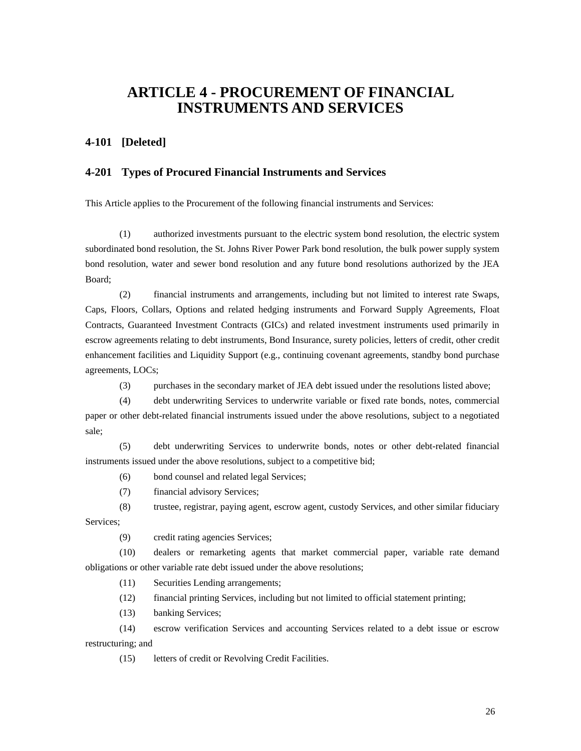# ARTICLE 4 - PROCUREMENT OF FINANCIAL INSTRUMENTS AND SERVICES

### 4-101 [Deleted]

### 4-201 Types of Procured Financial Instruments and Services

This Article applies to the Procurement of the following financial instruments and Services:

(1) authorized investments pursuant to the electric system bond resolution, the electric system subordinated bond resolution, the St. Johns River Power Park bond resolution, the bulk power supply system bond resolution, water and sewer bond resolution and any future bond resolutions authorized by the JEA Board;

(2) financial instruments and arrangements, including but not limited to interest rate Swaps, Caps, Floors, Collars, Options and related hedging instruments and Forward Supply Agreements, Float Contracts, Guaranteed Investment Contracts (GICs) and related investment instruments used primarily in escrow agreements relating to debt instruments, Bond Insurance, surety policies, letters of credit, other credit enhancement facilities and Liquidity Support (e.g., continuing covenant agreements, standby bond purchase agreements, LOCs;

(3) purchases in the secondary market of JEA debt issued under the resolutions listed above;

(4) debt underwriting Services to underwrite variable or fixed rate bonds, notes, commercial paper or other debt-related financial instruments issued under the above resolutions, subject to a negotiated sale;

(5) debt underwriting Services to underwrite bonds, notes or other debt-related financial instruments issued under the above resolutions, subject to a competitive bid;

(6) bond counsel and related legal Services;

(7) financial advisory Services;

(8) trustee, registrar, paying agent, escrow agent, custody Services, and other similar fiduciary Services;

(9) credit rating agencies Services;

(10) dealers or remarketing agents that market commercial paper, variable rate demand obligations or other variable rate debt issued under the above resolutions;

(11) Securities Lending arrangements;

(12) financial printing Services, including but not limited to official statement printing;

(13) banking Services;

(14) escrow verification Services and accounting Services related to a debt issue or escrow restructuring; and

(15) letters of credit or Revolving Credit Facilities.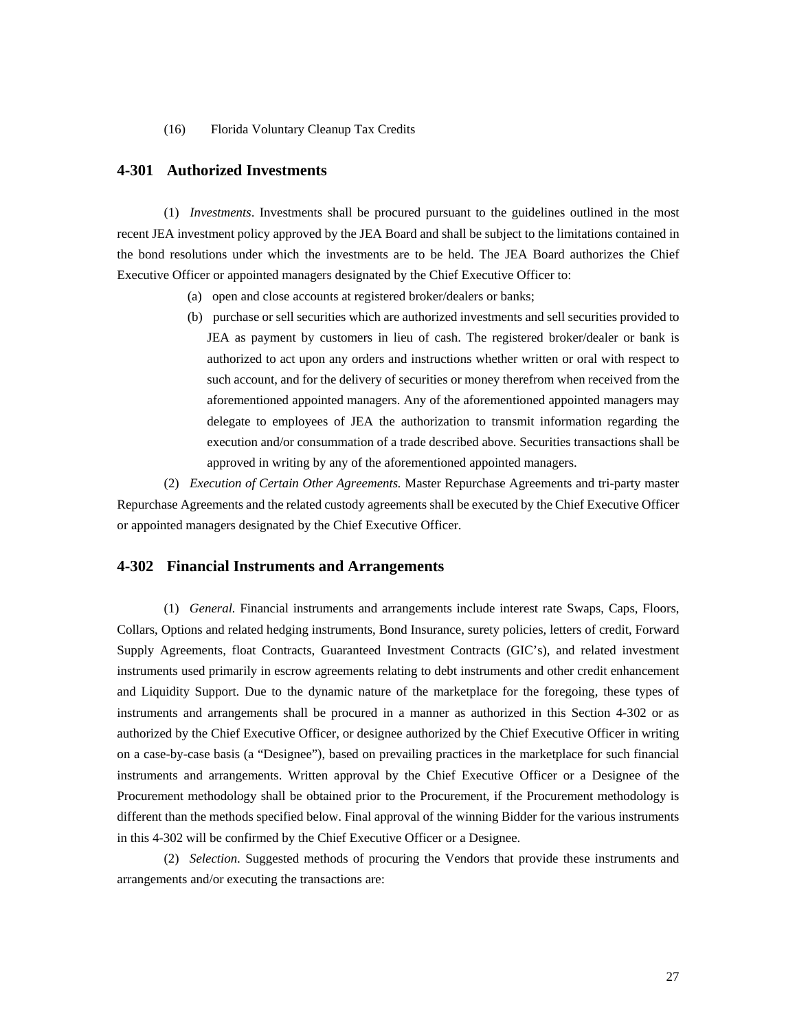(16) Florida Voluntary Cleanup Tax Credits

## 4-301 Authorized Investments

(1) *Investments*. Investments shall be procured pursuant to the guidelines outlined in the most recent JEA investment policy approved by the JEA Board and shall be subject to the limitations contained in the bond resolutions under which the investments are to be held. The JEA Board authorizes the Chief Executive Officer or appointed managers designated by the Chief Executive Officer to:

(a) open and close accounts at registered broker/dealers or banks;

(b) purchase or sell securities which are authorized investments and sell securities provided to JEA as payment by customers in lieu of cash. The registered broker/dealer or bank is authorized to act upon any orders and instructions whether written or oral with respect to such account, and for the delivery of securities or money therefrom when received from the aforementioned appointed managers. Any of the aforementioned appointed managers may delegate to employees of JEA the authorization to transmit information regarding the execution and/or consummation of a trade described above. Securities transactions shall be approved in writing by any of the aforementioned appointed managers.

(2) *Execution of Certain Other Agreements.* Master Repurchase Agreements and tri-party master Repurchase Agreements and the related custody agreements shall be executed by the Chief Executive Officer or appointed managers designated by the Chief Executive Officer.

## 4-302 Financial Instruments and Arrangements

(1) *General.* Financial instruments and arrangements include interest rate Swaps, Caps, Floors, Collars, Options and related hedging instruments, Bond Insurance, surety policies, letters of credit, Forward Supply Agreements, float Contracts, Guaranteed Investment Contracts (GIC's), and related investment instruments used primarily in escrow agreements relating to debt instruments and other credit enhancement and Liquidity Support. Due to the dynamic nature of the marketplace for the foregoing, these types of instruments and arrangements shall be procured in a manner as authorized in this Section 4-302 or as authorized by the Chief Executive Officer, or designee authorized by the Chief Executive Officer in writing on a case-by-case basis (a "Designee"), based on prevailing practices in the marketplace for such financial instruments and arrangements. Written approval by the Chief Executive Officer or a Designee of the Procurement methodology shall be obtained prior to the Procurement, if the Procurement methodology is different than the methods specified below. Final approval of the winning Bidder for the various instruments in this 4-302 will be confirmed by the Chief Executive Officer or a Designee.

(2) *Selection*. Suggested methods of procuring the Vendors that provide these instruments and arrangements and/or executing the transactions are: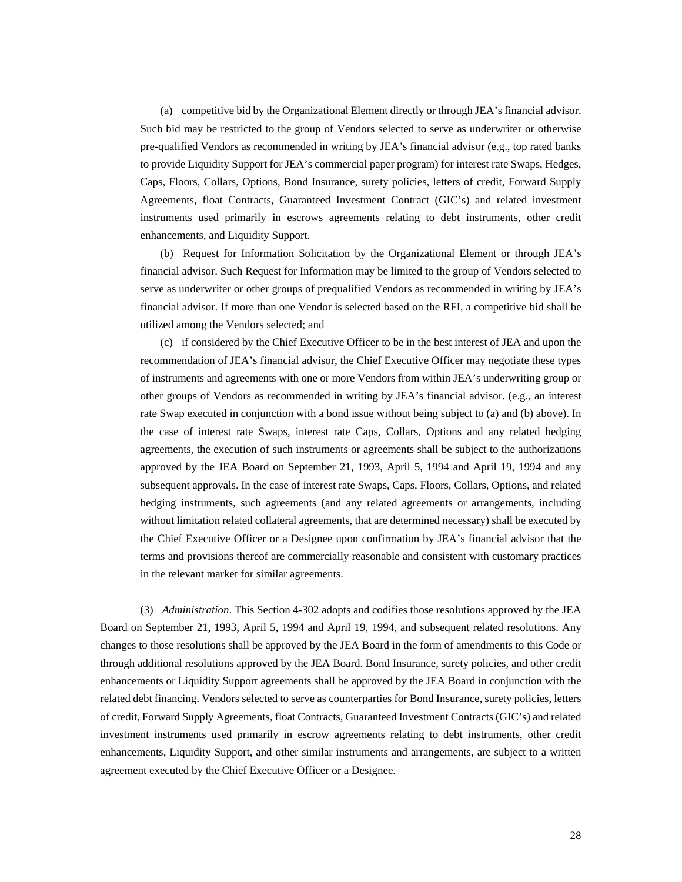(a) competitive bid by the Organizational Element directly or through JEA's financial advisor. Such bid may be restricted to the group of Vendors selected to serve as underwriter or otherwise pre-qualified Vendors as recommended in writing by JEA's financial advisor (e.g., top rated banks to provide Liquidity Support for JEA's commercial paper program) for interest rate Swaps, Hedges, Caps, Floors, Collars, Options, Bond Insurance, surety policies, letters of credit, Forward Supply Agreements, float Contracts, Guaranteed Investment Contract (GIC's) and related investment instruments used primarily in escrows agreements relating to debt instruments, other credit enhancements, and Liquidity Support.

(b) Request for Information Solicitation by the Organizational Element or through JEA's financial advisor. Such Request for Information may be limited to the group of Vendors selected to serve as underwriter or other groups of prequalified Vendors as recommended in writing by JEA's financial advisor. If more than one Vendor is selected based on the RFI, a competitive bid shall be utilized among the Vendors selected; and

(c) if considered by the Chief Executive Officer to be in the best interest of JEA and upon the recommendation of JEA's financial advisor, the Chief Executive Officer may negotiate these types of instruments and agreements with one or more Vendors from within JEA's underwriting group or other groups of Vendors as recommended in writing by JEA's financial advisor. (e.g., an interest rate Swap executed in conjunction with a bond issue without being subject to (a) and (b) above). In the case of interest rate Swaps, interest rate Caps, Collars, Options and any related hedging agreements, the execution of such instruments or agreements shall be subject to the authorizations approved by the JEA Board on September 21, 1993, April 5, 1994 and April 19, 1994 and any subsequent approvals. In the case of interest rate Swaps, Caps, Floors, Collars, Options, and related hedging instruments, such agreements (and any related agreements or arrangements, including without limitation related collateral agreements, that are determined necessary) shall be executed by the Chief Executive Officer or a Designee upon confirmation by JEA's financial advisor that the terms and provisions thereof are commercially reasonable and consistent with customary practices in the relevant market for similar agreements.

(3) *Administration*. This Section 4-302 adopts and codifies those resolutions approved by the JEA Board on September 21, 1993, April 5, 1994 and April 19, 1994, and subsequent related resolutions. Any changes to those resolutions shall be approved by the JEA Board in the form of amendments to this Code or through additional resolutions approved by the JEA Board. Bond Insurance, surety policies, and other credit enhancements or Liquidity Support agreements shall be approved by the JEA Board in conjunction with the related debt financing. Vendors selected to serve as counterparties for Bond Insurance, surety policies, letters of credit, Forward Supply Agreements, float Contracts, Guaranteed Investment Contracts (GIC's) and related investment instruments used primarily in escrow agreements relating to debt instruments, other credit enhancements, Liquidity Support, and other similar instruments and arrangements, are subject to a written agreement executed by the Chief Executive Officer or a Designee.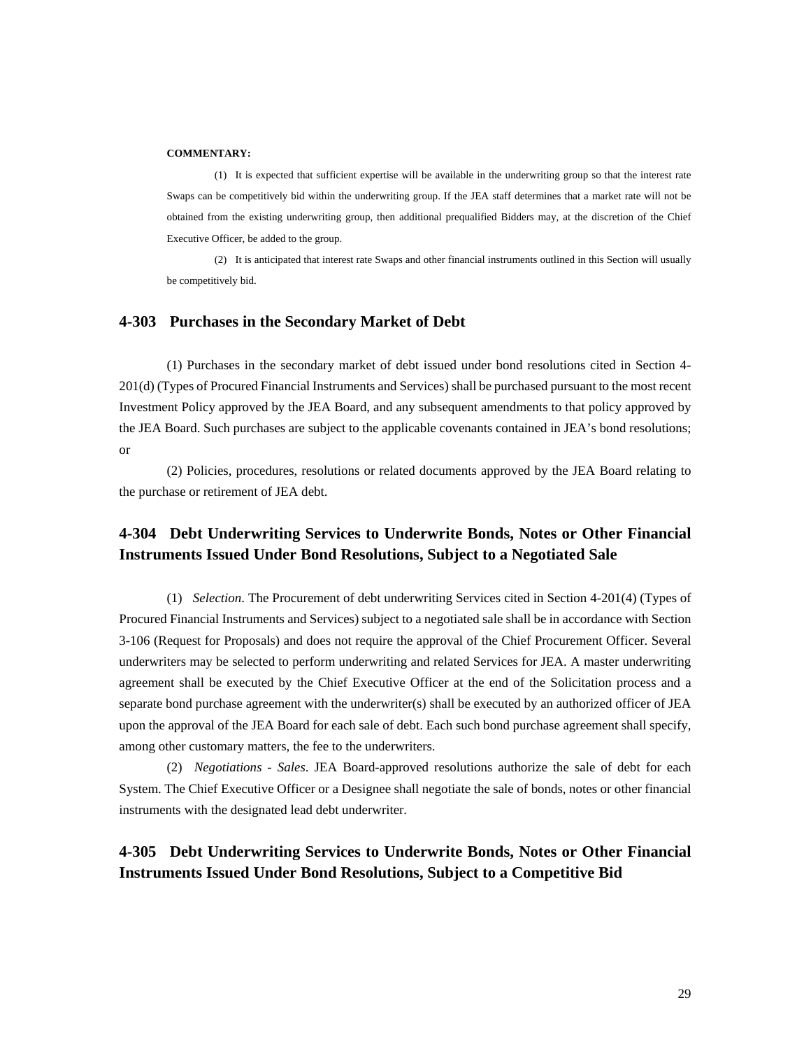**COMMENTARY:**

(1) It is expected that sufficient expertise will be available in the underwriting group so that the interest rate Swaps can be competitively bid within the underwriting group. If the JEA staff determines that a market rate will not be obtained from the existing underwriting group, then additional prequalified Bidders may, at the discretion of the Chief Executive Officer, be added to the group.

(2) It is anticipated that interest rate Swaps and other financial instruments outlined in this Section will usually be competitively bid.

## 4-303 Purchases in the Secondary Market of Debt

(1) Purchases in the secondary market of debt issued under bond resolutions cited in Section 4-201(d) (Types of Procured Financial Instruments and Services) shall be purchased pursuant to the most recent Investment Policy approved by the JEA Board, and any subsequent amendments to that policy approved by the JEA Board. Such purchases are subject to the applicable covenants contained in JEA's bond resolutions; or

(2) Policies, procedures, resolutions or related documents approved by the JEA Board relating to the purchase or retirement of JEA debt.

## 4-304 Debt Underwriting Services to Underwrite Bonds, Notes or Other Financial Instruments Issued Under Bond Resolutions, Subject to a Negotiated Sale

(1) *Selection*. The Procurement of debt underwriting Services cited in Section 4-201(4) (Types of Procured Financial Instruments and Services) subject to a negotiated sale shall be in accordance with Section 3-106 (Request for Proposals) and does not require the approval of the Chief Procurement Officer. Several underwriters may be selected to perform underwriting and related Services for JEA. A master underwriting agreement shall be executed by the Chief Executive Officer at the end of the Solicitation process and a separate bond purchase agreement with the underwriter(s) shall be executed by an authorized officer of JEA upon the approval of the JEA Board for each sale of debt. Each such bond purchase agreement shall specify, among other customary matters, the fee to the underwriters.

(2) *Negotiations - Sales*. JEA Board-approved resolutions authorize the sale of debt for each System. The Chief Executive Officer or a Designee shall negotiate the sale of bonds, notes or other financial instruments with the designated lead debt underwriter.

## 4-305 Debt Underwriting Services to Underwrite Bonds, Notes or Other Financial Instruments Issued Under Bond Resolutions, Subject to a Competitive Bid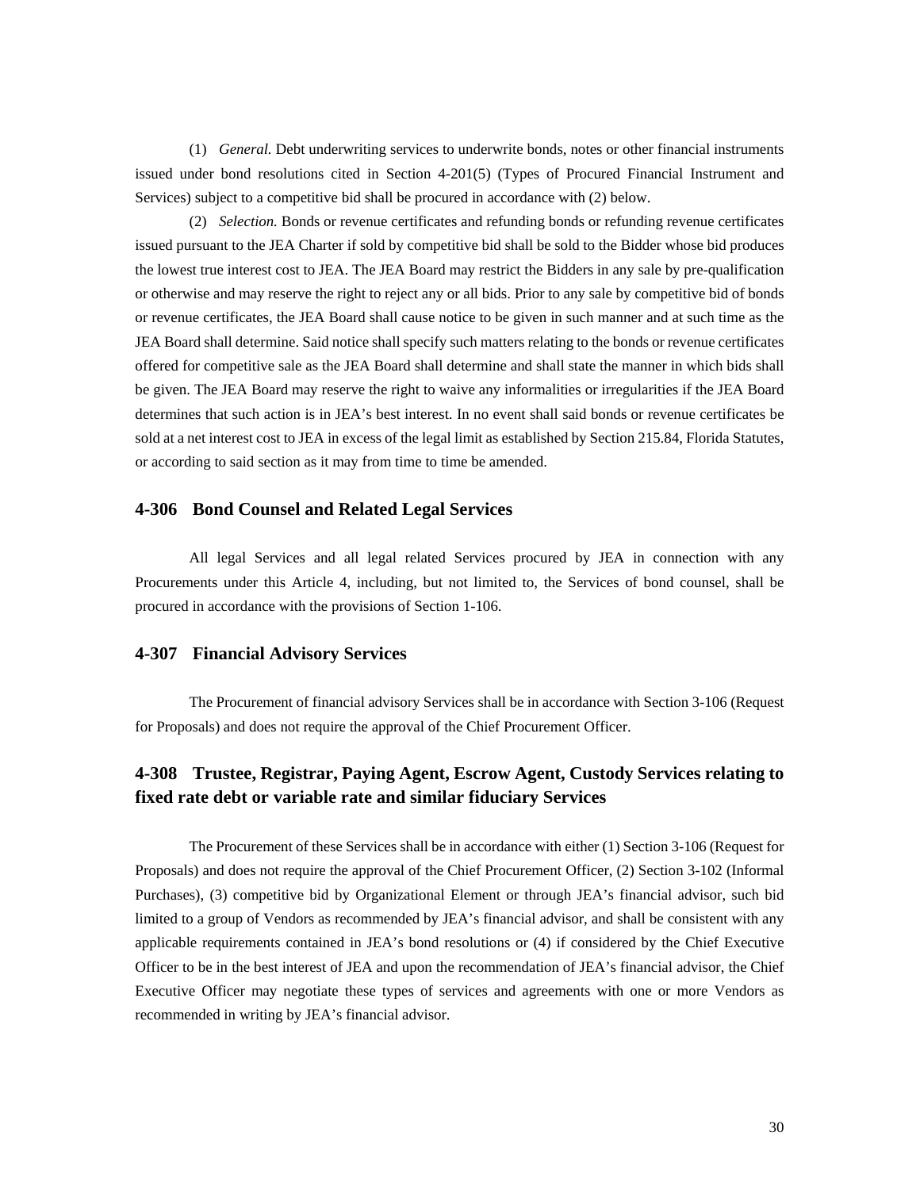(1) *General.* Debt underwriting services to underwrite bonds, notes or other financial instruments issued under bond resolutions cited in Section 4-201(5) (Types of Procured Financial Instrument and Services) subject to a competitive bid shall be procured in accordance with (2) below.

(2) *Selection.* Bonds or revenue certificates and refunding bonds or refunding revenue certificates issued pursuant to the JEA Charter if sold by competitive bid shall be sold to the Bidder whose bid produces the lowest true interest cost to JEA. The JEA Board may restrict the Bidders in any sale by pre-qualification or otherwise and may reserve the right to reject any or all bids. Prior to any sale by competitive bid of bonds or revenue certificates, the JEA Board shall cause notice to be given in such manner and at such time as the JEA Board shall determine. Said notice shall specify such matters relating to the bonds or revenue certificates offered for competitive sale as the JEA Board shall determine and shall state the manner in which bids shall be given. The JEA Board may reserve the right to waive any informalities or irregularities if the JEA Board determines that such action is in JEA's best interest. In no event shall said bonds or revenue certificates be sold at a net interest cost to JEA in excess of the legal limit as established by Section 215.84, Florida Statutes, or according to said section as it may from time to time be amended.

### 4-306 Bond Counsel and Related Legal Services

All legal Services and all legal related Services procured by JEA in connection with any Procurements under this Article 4, including, but not limited to, the Services of bond counsel, shall be procured in accordance with the provisions of Section 1-106.

### 4-307 Financial Advisory Services

The Procurement of financial advisory Services shall be in accordance with Section 3-106 (Request for Proposals) and does not require the approval of the Chief Procurement Officer.

### 4-308 Trustee, Registrar, Paying Agent, Escrow Agent, Custody Services relating to fixed rate debt or variable rate and similar fiduciary Services

The Procurement of these Services shall be in accordance with either (1) Section 3-106 (Request for Proposals) and does not require the approval of the Chief Procurement Officer, (2) Section 3-102 (Informal Purchases), (3) competitive bid by Organizational Element or through JEA's financial advisor, such bid limited to a group of Vendors as recommended by JEA's financial advisor, and shall be consistent with any applicable requirements contained in JEA's bond resolutions or (4) if considered by the Chief Executive Officer to be in the best interest of JEA and upon the recommendation of JEA's financial advisor, the Chief Executive Officer may negotiate these types of services and agreements with one or more Vendors as recommended in writing by JEA's financial advisor.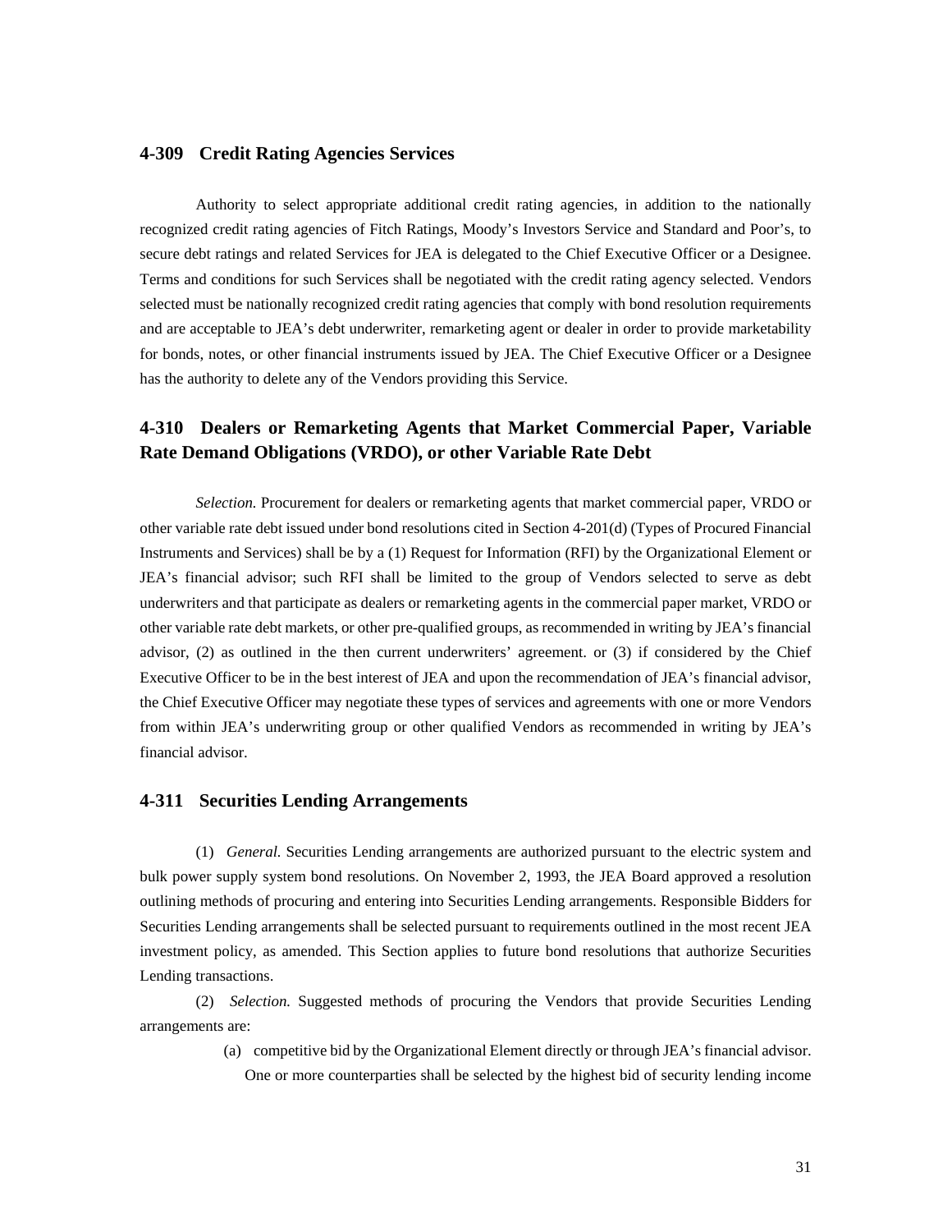### 4-309 Credit Rating Agencies Services

Authority to select appropriate additional credit rating agencies, in addition to the nationally recognized credit rating agencies of Fitch Ratings, Moody's Investors Service and Standard and Poor's, to secure debt ratings and related Services for JEA is delegated to the Chief Executive Officer or a Designee. Terms and conditions for such Services shall be negotiated with the credit rating agency selected. Vendors selected must be nationally recognized credit rating agencies that comply with bond resolution requirements and are acceptable to JEA's debt underwriter, remarketing agent or dealer in order to provide marketability for bonds, notes, or other financial instruments issued by JEA. The Chief Executive Officer or a Designee has the authority to delete any of the Vendors providing this Service.

### 4-310 Dealers or Remarketing Agents that Market Commercial Paper, Variable Rate Demand Obligations (VRDO), or other Variable Rate Debt

*Selection.* Procurement for dealers or remarketing agents that market commercial paper, VRDO or other variable rate debt issued under bond resolutions cited in Section 4-201(d) (Types of Procured Financial Instruments and Services) shall be by a (1) Request for Information (RFI) by the Organizational Element or JEA's financial advisor; such RFI shall be limited to the group of Vendors selected to serve as debt underwriters and that participate as dealers or remarketing agents in the commercial paper market, VRDO or other variable rate debt markets, or other pre-qualified groups, as recommended in writing by JEA's financial advisor, (2) as outlined in the then current underwriters' agreement. or (3) if considered by the Chief Executive Officer to be in the best interest of JEA and upon the recommendation of JEA's financial advisor, the Chief Executive Officer may negotiate these types of services and agreements with one or more Vendors from within JEA's underwriting group or other qualified Vendors as recommended in writing by JEA's financial advisor.

### 4-311 Securities Lending Arrangements

(1) *General.* Securities Lending arrangements are authorized pursuant to the electric system and bulk power supply system bond resolutions. On November 2, 1993, the JEA Board approved a resolution outlining methods of procuring and entering into Securities Lending arrangements. Responsible Bidders for Securities Lending arrangements shall be selected pursuant to requirements outlined in the most recent JEA investment policy, as amended. This Section applies to future bond resolutions that authorize Securities Lending transactions.

(2) *Selection.* Suggested methods of procuring the Vendors that provide Securities Lending arrangements are:

(a) competitive bid by the Organizational Element directly or through JEA's financial advisor. One or more counterparties shall be selected by the highest bid of security lending income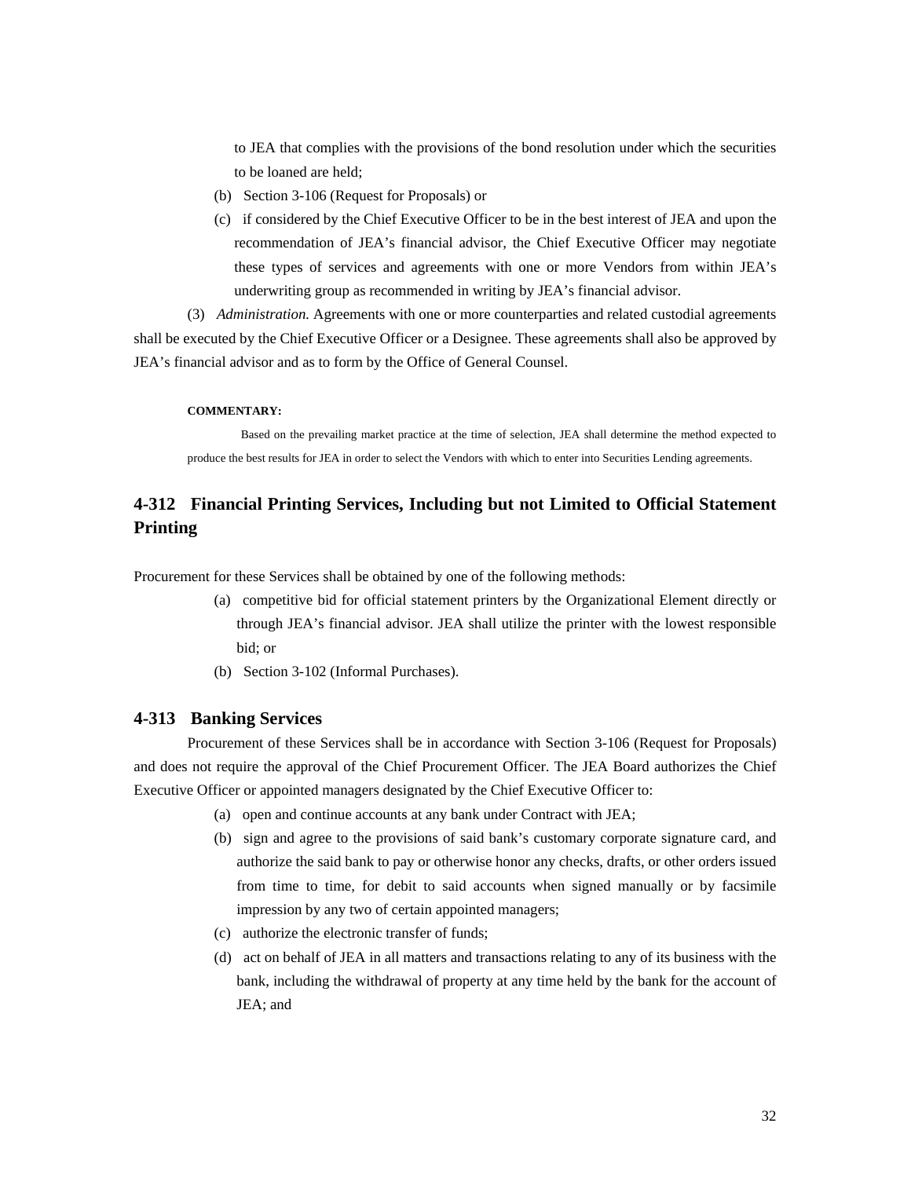to JEA that complies with the provisions of the bond resolution under which the securities to be loaned are held;

(b) Section 3-106 (Request for Proposals) or

(c) if considered by the Chief Executive Officer to be in the best interest of JEA and upon the recommendation of JEA's financial advisor, the Chief Executive Officer may negotiate these types of services and agreements with one or more Vendors from within JEA's underwriting group as recommended in writing by JEA's financial advisor.

(3) *Administration.* Agreements with one or more counterparties and related custodial agreements shall be executed by the Chief Executive Officer or a Designee. These agreements shall also be approved by JEA's financial advisor and as to form by the Office of General Counsel.

**COMMENTARY:**

Based on the prevailing market practice at the time of selection, JEA shall determine the method expected to produce the best results for JEA in order to select the Vendors with which to enter into Securities Lending agreements.

## 4-312 Financial Printing Services, Including but not Limited to Official Statement Printing

Procurement for these Services shall be obtained by one of the following methods:

(a) competitive bid for official statement printers by the Organizational Element directly or through JEA's financial advisor. JEA shall utilize the printer with the lowest responsible bid; or

(b) Section 3-102 (Informal Purchases).

## 4-313 Banking Services

Procurement of these Services shall be in accordance with Section 3-106 (Request for Proposals) and does not require the approval of the Chief Procurement Officer. The JEA Board authorizes the Chief Executive Officer or appointed managers designated by the Chief Executive Officer to:

(a) open and continue accounts at any bank under Contract with JEA;

(b) sign and agree to the provisions of said bank's customary corporate signature card, and authorize the said bank to pay or otherwise honor any checks, drafts, or other orders issued from time to time, for debit to said accounts when signed manually or by facsimile impression by any two of certain appointed managers;

(c) authorize the electronic transfer of funds;

(d) act on behalf of JEA in all matters and transactions relating to any of its business with the bank, including the withdrawal of property at any time held by the bank for the account of JEA; and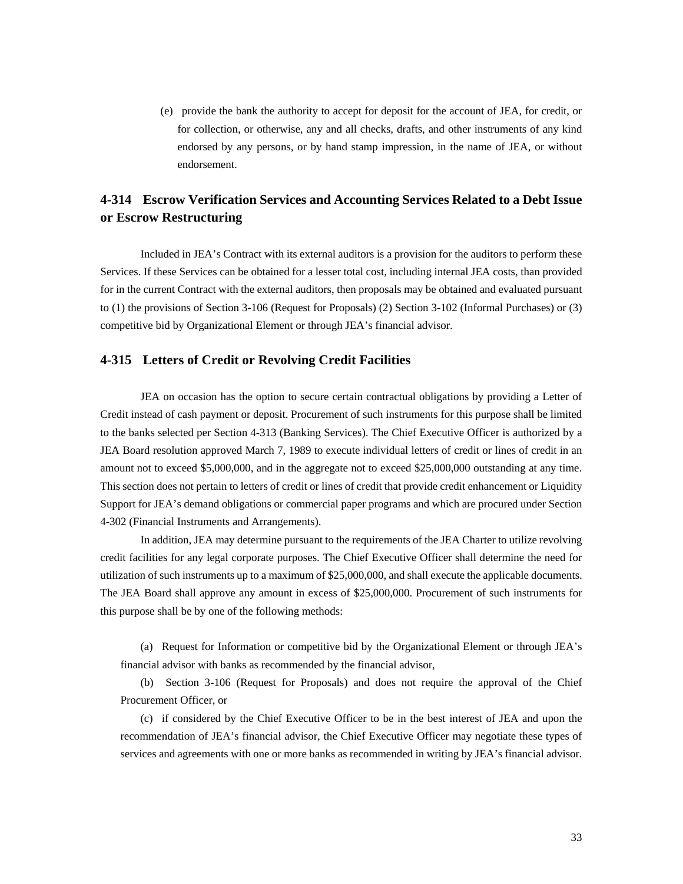(e) provide the bank the authority to accept for deposit for the account of JEA, for credit, or for collection, or otherwise, any and all checks, drafts, and other instruments of any kind endorsed by any persons, or by hand stamp impression, in the name of JEA, or without endorsement.

## 4-314 Escrow Verification Services and Accounting Services Related to a Debt Issue or Escrow Restructuring

Included in JEA's Contract with its external auditors is a provision for the auditors to perform these Services. If these Services can be obtained for a lesser total cost, including internal JEA costs, than provided for in the current Contract with the external auditors, then proposals may be obtained and evaluated pursuant to (1) the provisions of Section 3-106 (Request for Proposals) (2) Section 3-102 (Informal Purchases) or (3) competitive bid by Organizational Element or through JEA's financial advisor.

## 4-315 Letters of Credit or Revolving Credit Facilities

JEA on occasion has the option to secure certain contractual obligations by providing a Letter of Credit instead of cash payment or deposit. Procurement of such instruments for this purpose shall be limited to the banks selected per Section 4-313 (Banking Services). The Chief Executive Officer is authorized by a JEA Board resolution approved March 7, 1989 to execute individual letters of credit or lines of credit in an amount not to exceed $5,000,000, and in the aggregate not to exceed $25,000,000 outstanding at any time. This section does not pertain to letters of credit or lines of credit that provide credit enhancement or Liquidity Support for JEA's demand obligations or commercial paper programs and which are procured under Section 4-302 (Financial Instruments and Arrangements).

In addition, JEA may determine pursuant to the requirements of the JEA Charter to utilize revolving credit facilities for any legal corporate purposes. The Chief Executive Officer shall determine the need for utilization of such instruments up to a maximum of $25,000,000, and shall execute the applicable documents. The JEA Board shall approve any amount in excess of $25,000,000. Procurement of such instruments for this purpose shall be by one of the following methods:

(a) Request for Information or competitive bid by the Organizational Element or through JEA's financial advisor with banks as recommended by the financial advisor,

(b) Section 3-106 (Request for Proposals) and does not require the approval of the Chief Procurement Officer, or

(c) if considered by the Chief Executive Officer to be in the best interest of JEA and upon the recommendation of JEA's financial advisor, the Chief Executive Officer may negotiate these types of services and agreements with one or more banks as recommended in writing by JEA's financial advisor.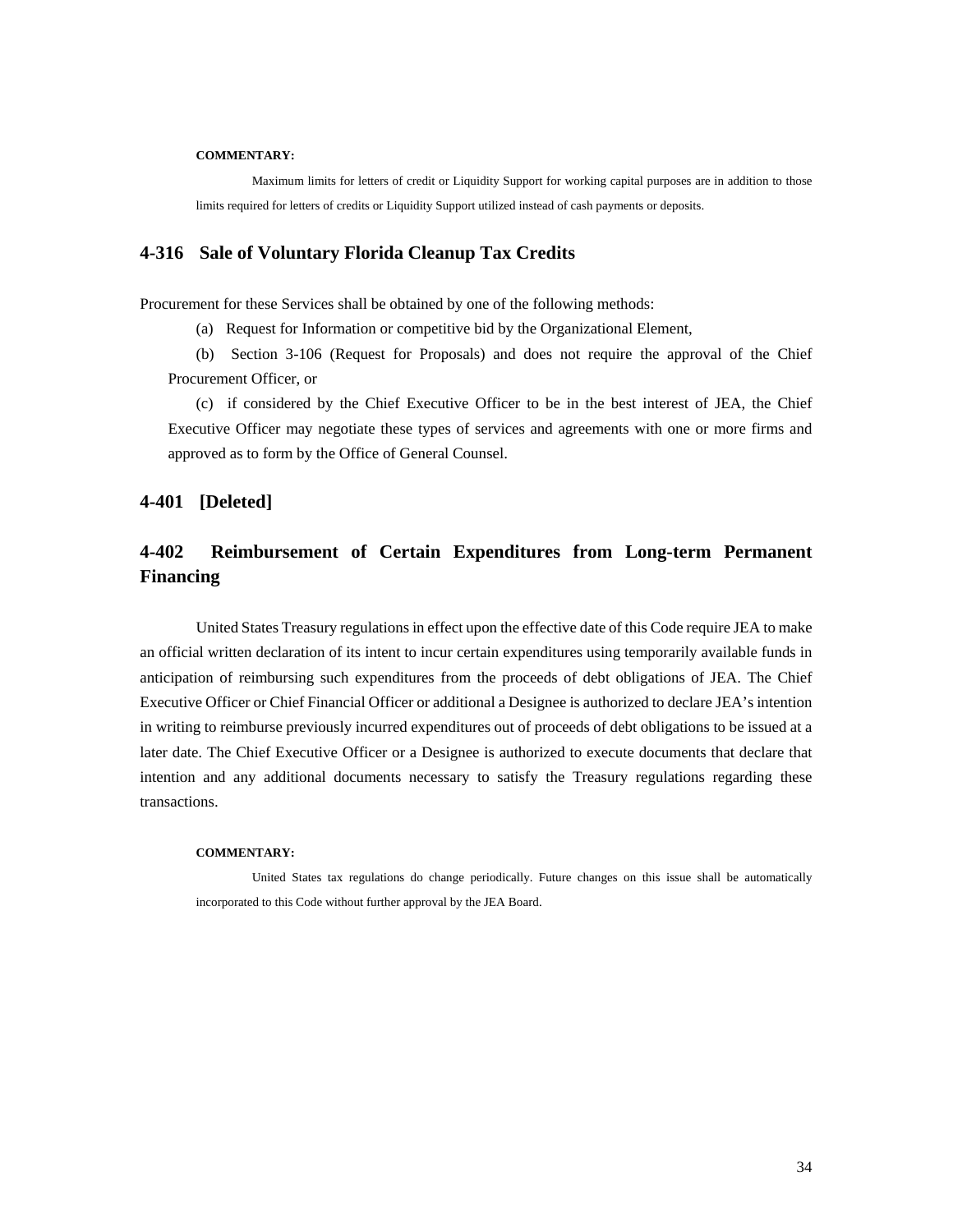**COMMENTARY:**

Maximum limits for letters of credit or Liquidity Support for working capital purposes are in addition to those limits required for letters of credits or Liquidity Support utilized instead of cash payments or deposits.

## 4-316 Sale of Voluntary Florida Cleanup Tax Credits

Procurement for these Services shall be obtained by one of the following methods:

(a) Request for Information or competitive bid by the Organizational Element,

(b) Section 3-106 (Request for Proposals) and does not require the approval of the Chief Procurement Officer, or

(c) if considered by the Chief Executive Officer to be in the best interest of JEA, the Chief Executive Officer may negotiate these types of services and agreements with one or more firms and approved as to form by the Office of General Counsel.

## 4-401 [Deleted]

## 4-402 Reimbursement of Certain Expenditures from Long-term Permanent Financing

United States Treasury regulations in effect upon the effective date of this Code require JEA to make an official written declaration of its intent to incur certain expenditures using temporarily available funds in anticipation of reimbursing such expenditures from the proceeds of debt obligations of JEA. The Chief Executive Officer or Chief Financial Officer or additional a Designee is authorized to declare JEA's intention in writing to reimburse previously incurred expenditures out of proceeds of debt obligations to be issued at a later date. The Chief Executive Officer or a Designee is authorized to execute documents that declare that intention and any additional documents necessary to satisfy the Treasury regulations regarding these transactions.

**COMMENTARY:**

United States tax regulations do change periodically. Future changes on this issue shall be automatically incorporated to this Code without further approval by the JEA Board.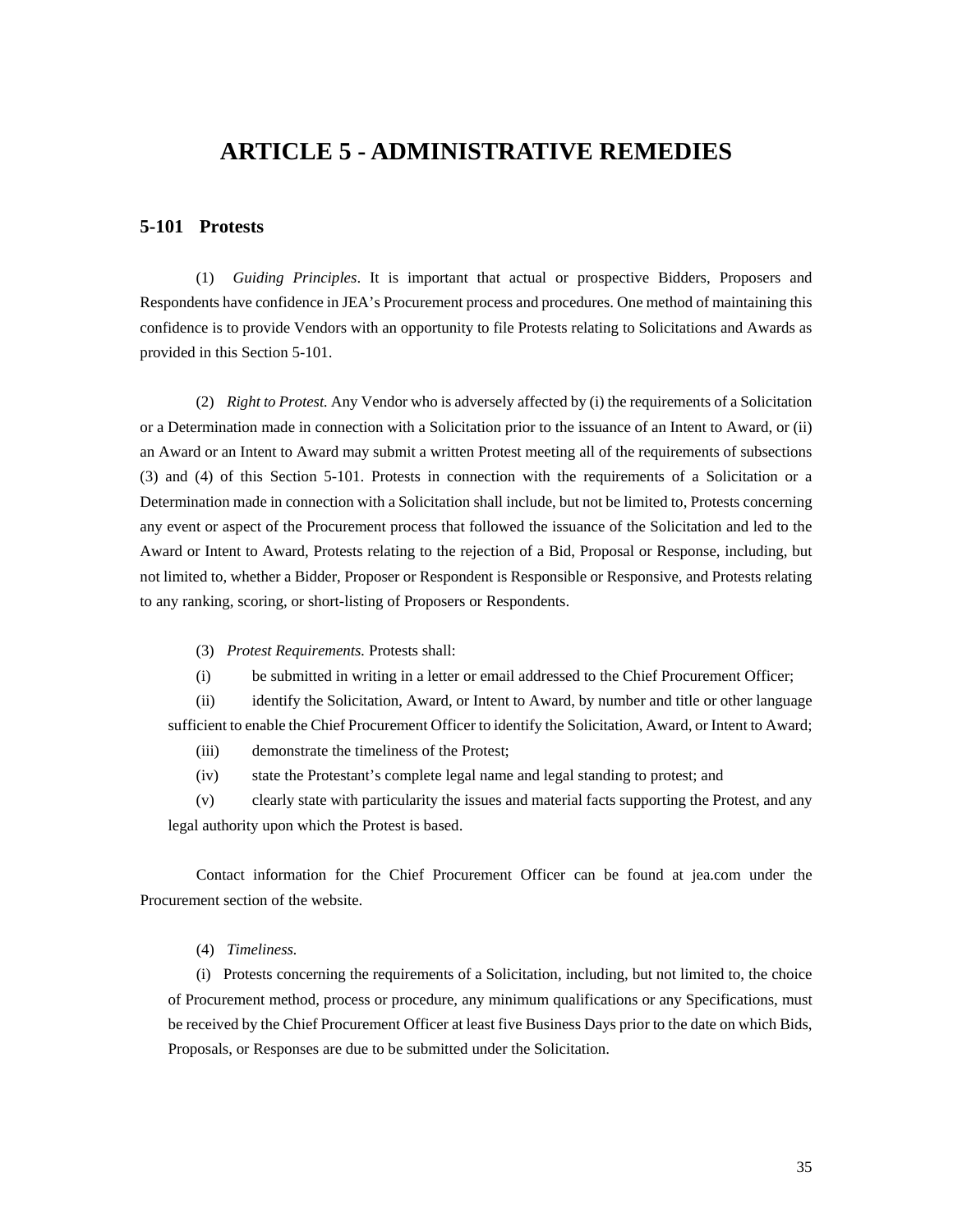# ARTICLE 5 - ADMINISTRATIVE REMEDIES

## 5-101 Protests

(1) *Guiding Principles*. It is important that actual or prospective Bidders, Proposers and Respondents have confidence in JEA's Procurement process and procedures. One method of maintaining this confidence is to provide Vendors with an opportunity to file Protests relating to Solicitations and Awards as provided in this Section 5-101.

(2) *Right to Protest.* Any Vendor who is adversely affected by (i) the requirements of a Solicitation or a Determination made in connection with a Solicitation prior to the issuance of an Intent to Award, or (ii) an Award or an Intent to Award may submit a written Protest meeting all of the requirements of subsections (3) and (4) of this Section 5-101. Protests in connection with the requirements of a Solicitation or a Determination made in connection with a Solicitation shall include, but not be limited to, Protests concerning any event or aspect of the Procurement process that followed the issuance of the Solicitation and led to the Award or Intent to Award, Protests relating to the rejection of a Bid, Proposal or Response, including, but not limited to, whether a Bidder, Proposer or Respondent is Responsible or Responsive, and Protests relating to any ranking, scoring, or short-listing of Proposers or Respondents.

(3) *Protest Requirements.* Protests shall:

(i) be submitted in writing in a letter or email addressed to the Chief Procurement Officer;

(ii) identify the Solicitation, Award, or Intent to Award, by number and title or other language sufficient to enable the Chief Procurement Officer to identify the Solicitation, Award, or Intent to Award;

(iii) demonstrate the timeliness of the Protest;

(iv) state the Protestant's complete legal name and legal standing to protest; and

(v) clearly state with particularity the issues and material facts supporting the Protest, and any legal authority upon which the Protest is based.

Contact information for the Chief Procurement Officer can be found at jea.com under the Procurement section of the website.

(4) *Timeliness.*

(i) Protests concerning the requirements of a Solicitation, including, but not limited to, the choice of Procurement method, process or procedure, any minimum qualifications or any Specifications, must be received by the Chief Procurement Officer at least five Business Days prior to the date on which Bids, Proposals, or Responses are due to be submitted under the Solicitation.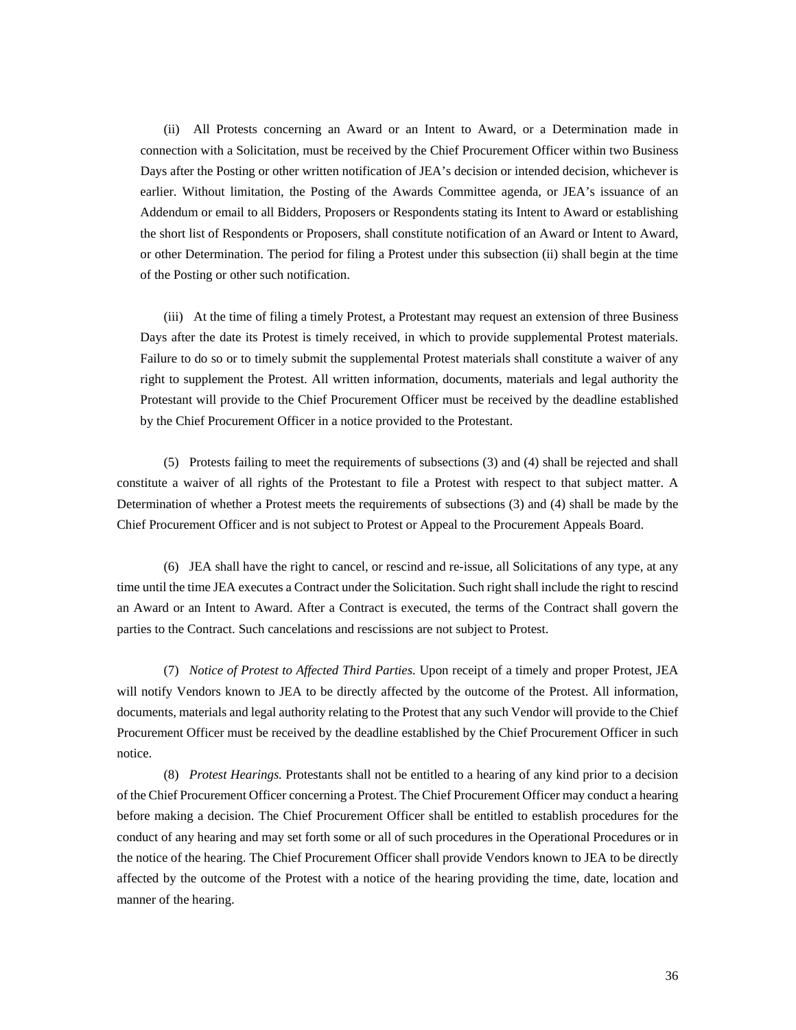(ii) All Protests concerning an Award or an Intent to Award, or a Determination made in connection with a Solicitation, must be received by the Chief Procurement Officer within two Business Days after the Posting or other written notification of JEA's decision or intended decision, whichever is earlier. Without limitation, the Posting of the Awards Committee agenda, or JEA's issuance of an Addendum or email to all Bidders, Proposers or Respondents stating its Intent to Award or establishing the short list of Respondents or Proposers, shall constitute notification of an Award or Intent to Award, or other Determination. The period for filing a Protest under this subsection (ii) shall begin at the time of the Posting or other such notification.

(iii) At the time of filing a timely Protest, a Protestant may request an extension of three Business Days after the date its Protest is timely received, in which to provide supplemental Protest materials. Failure to do so or to timely submit the supplemental Protest materials shall constitute a waiver of any right to supplement the Protest. All written information, documents, materials and legal authority the Protestant will provide to the Chief Procurement Officer must be received by the deadline established by the Chief Procurement Officer in a notice provided to the Protestant.

(5) Protests failing to meet the requirements of subsections (3) and (4) shall be rejected and shall constitute a waiver of all rights of the Protestant to file a Protest with respect to that subject matter. A Determination of whether a Protest meets the requirements of subsections (3) and (4) shall be made by the Chief Procurement Officer and is not subject to Protest or Appeal to the Procurement Appeals Board.

(6) JEA shall have the right to cancel, or rescind and re-issue, all Solicitations of any type, at any time until the time JEA executes a Contract under the Solicitation. Such right shall include the right to rescind an Award or an Intent to Award. After a Contract is executed, the terms of the Contract shall govern the parties to the Contract. Such cancelations and rescissions are not subject to Protest.

(7) *Notice of Protest to Affected Third Parties.* Upon receipt of a timely and proper Protest, JEA will notify Vendors known to JEA to be directly affected by the outcome of the Protest. All information, documents, materials and legal authority relating to the Protest that any such Vendor will provide to the Chief Procurement Officer must be received by the deadline established by the Chief Procurement Officer in such notice.

(8) *Protest Hearings.* Protestants shall not be entitled to a hearing of any kind prior to a decision of the Chief Procurement Officer concerning a Protest. The Chief Procurement Officer may conduct a hearing before making a decision. The Chief Procurement Officer shall be entitled to establish procedures for the conduct of any hearing and may set forth some or all of such procedures in the Operational Procedures or in the notice of the hearing. The Chief Procurement Officer shall provide Vendors known to JEA to be directly affected by the outcome of the Protest with a notice of the hearing providing the time, date, location and manner of the hearing.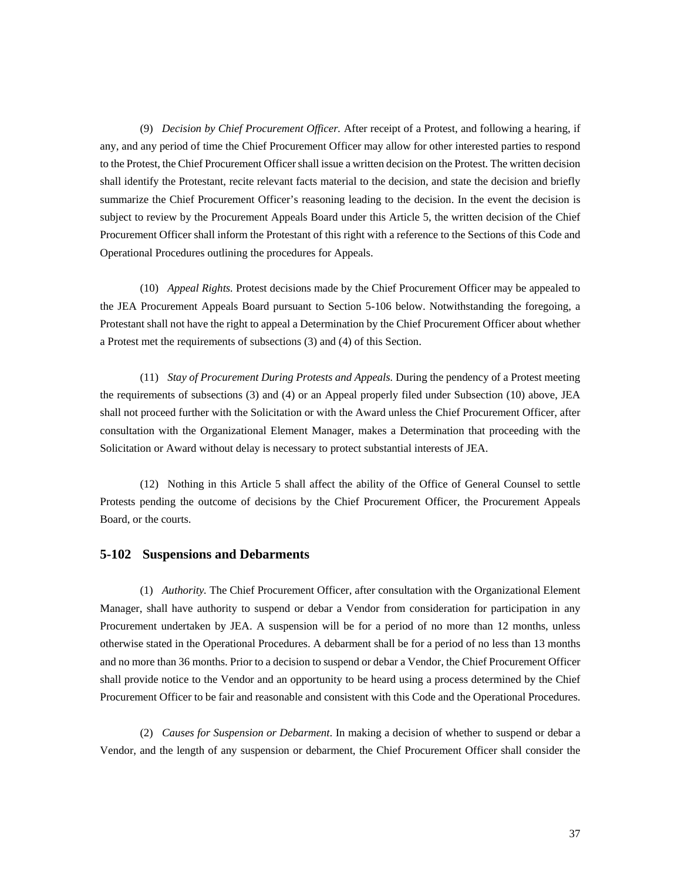(9) *Decision by Chief Procurement Officer.* After receipt of a Protest, and following a hearing, if any, and any period of time the Chief Procurement Officer may allow for other interested parties to respond to the Protest, the Chief Procurement Officer shall issue a written decision on the Protest. The written decision shall identify the Protestant, recite relevant facts material to the decision, and state the decision and briefly summarize the Chief Procurement Officer's reasoning leading to the decision. In the event the decision is subject to review by the Procurement Appeals Board under this Article 5, the written decision of the Chief Procurement Officer shall inform the Protestant of this right with a reference to the Sections of this Code and Operational Procedures outlining the procedures for Appeals.

(10) *Appeal Rights.* Protest decisions made by the Chief Procurement Officer may be appealed to the JEA Procurement Appeals Board pursuant to Section 5-106 below. Notwithstanding the foregoing, a Protestant shall not have the right to appeal a Determination by the Chief Procurement Officer about whether a Protest met the requirements of subsections (3) and (4) of this Section.

(11) *Stay of Procurement During Protests and Appeals.* During the pendency of a Protest meeting the requirements of subsections (3) and (4) or an Appeal properly filed under Subsection (10) above, JEA shall not proceed further with the Solicitation or with the Award unless the Chief Procurement Officer, after consultation with the Organizational Element Manager, makes a Determination that proceeding with the Solicitation or Award without delay is necessary to protect substantial interests of JEA.

(12) Nothing in this Article 5 shall affect the ability of the Office of General Counsel to settle Protests pending the outcome of decisions by the Chief Procurement Officer, the Procurement Appeals Board, or the courts.

### 5-102 Suspensions and Debarments

(1) *Authority.* The Chief Procurement Officer, after consultation with the Organizational Element Manager, shall have authority to suspend or debar a Vendor from consideration for participation in any Procurement undertaken by JEA. A suspension will be for a period of no more than 12 months, unless otherwise stated in the Operational Procedures. A debarment shall be for a period of no less than 13 months and no more than 36 months. Prior to a decision to suspend or debar a Vendor, the Chief Procurement Officer shall provide notice to the Vendor and an opportunity to be heard using a process determined by the Chief Procurement Officer to be fair and reasonable and consistent with this Code and the Operational Procedures.

(2) *Causes for Suspension or Debarment*. In making a decision of whether to suspend or debar a Vendor, and the length of any suspension or debarment, the Chief Procurement Officer shall consider the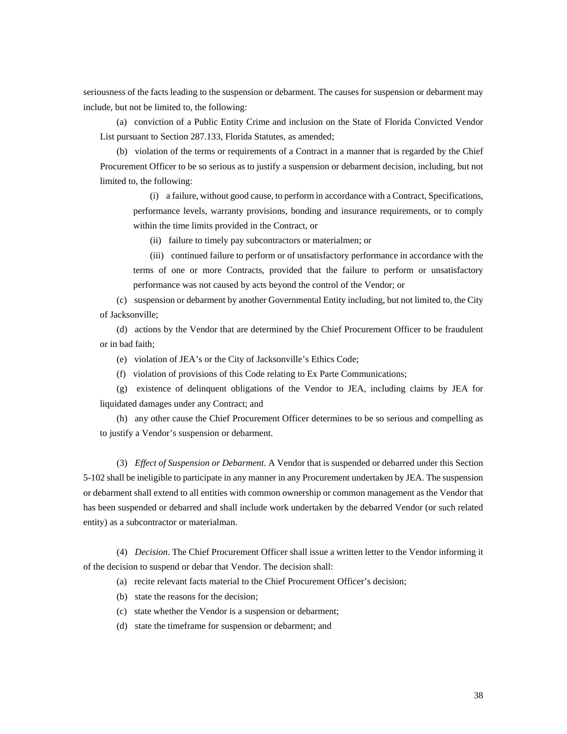seriousness of the facts leading to the suspension or debarment. The causes for suspension or debarment may include, but not be limited to, the following:

(a) conviction of a Public Entity Crime and inclusion on the State of Florida Convicted Vendor List pursuant to Section 287.133, Florida Statutes, as amended;

(b) violation of the terms or requirements of a Contract in a manner that is regarded by the Chief Procurement Officer to be so serious as to justify a suspension or debarment decision, including, but not limited to, the following:

(i) a failure, without good cause, to perform in accordance with a Contract, Specifications, performance levels, warranty provisions, bonding and insurance requirements, or to comply within the time limits provided in the Contract, or

(ii) failure to timely pay subcontractors or materialmen; or

(iii) continued failure to perform or of unsatisfactory performance in accordance with the terms of one or more Contracts, provided that the failure to perform or unsatisfactory performance was not caused by acts beyond the control of the Vendor; or

(c) suspension or debarment by another Governmental Entity including, but not limited to, the City of Jacksonville;

(d) actions by the Vendor that are determined by the Chief Procurement Officer to be fraudulent or in bad faith;

(e) violation of JEA's or the City of Jacksonville's Ethics Code;

(f) violation of provisions of this Code relating to Ex Parte Communications;

(g) existence of delinquent obligations of the Vendor to JEA, including claims by JEA for liquidated damages under any Contract; and

(h) any other cause the Chief Procurement Officer determines to be so serious and compelling as to justify a Vendor's suspension or debarment.

(3) *Effect of Suspension or Debarment*. A Vendor that is suspended or debarred under this Section 5-102 shall be ineligible to participate in any manner in any Procurement undertaken by JEA. The suspension or debarment shall extend to all entities with common ownership or common management as the Vendor that has been suspended or debarred and shall include work undertaken by the debarred Vendor (or such related entity) as a subcontractor or materialman.

(4) *Decision*. The Chief Procurement Officer shall issue a written letter to the Vendor informing it of the decision to suspend or debar that Vendor. The decision shall:

(a) recite relevant facts material to the Chief Procurement Officer's decision;

(b) state the reasons for the decision;

(c) state whether the Vendor is a suspension or debarment;

(d) state the timeframe for suspension or debarment; and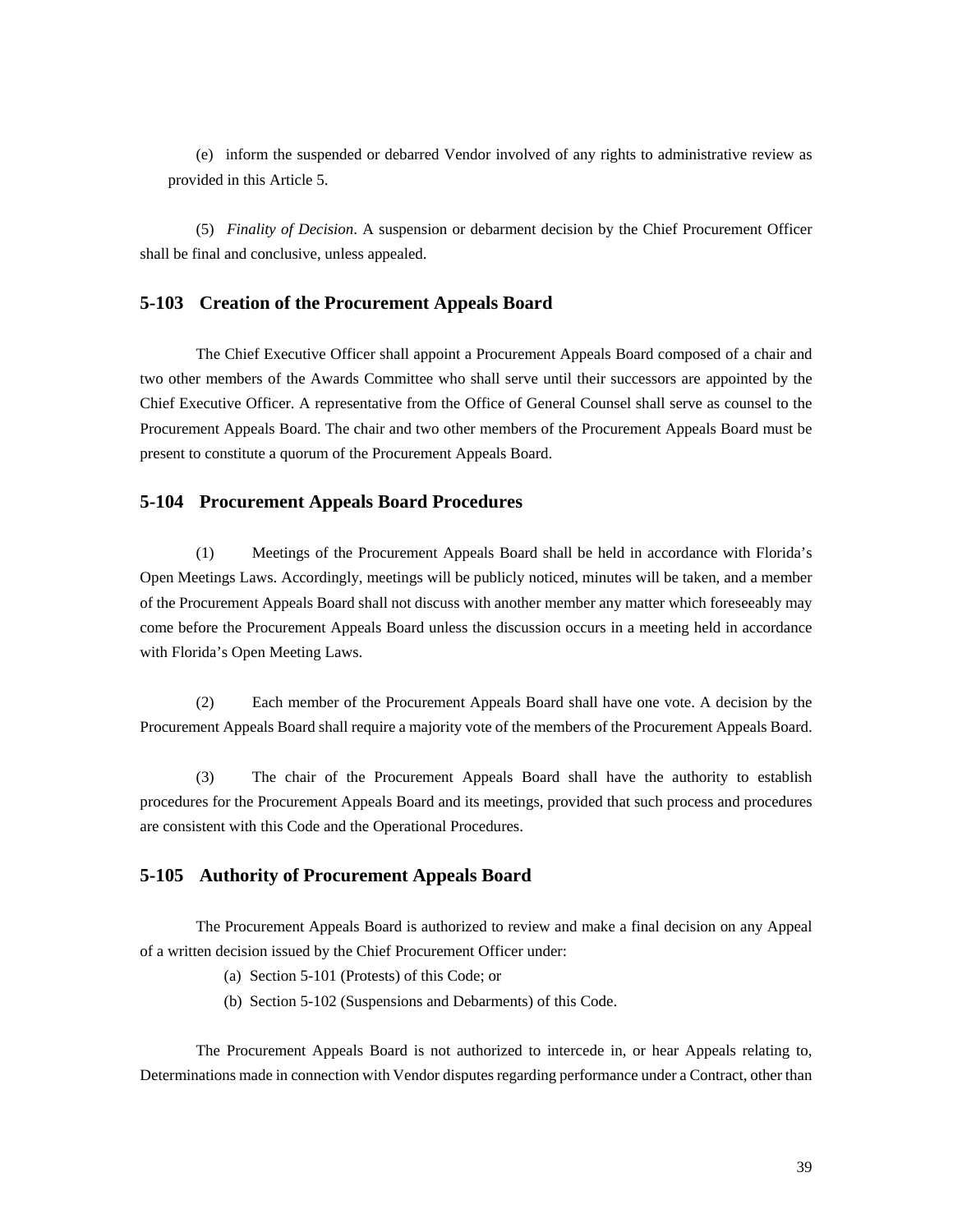(e) inform the suspended or debarred Vendor involved of any rights to administrative review as provided in this Article 5.

(5) *Finality of Decision*. A suspension or debarment decision by the Chief Procurement Officer shall be final and conclusive, unless appealed.

### 5-103 Creation of the Procurement Appeals Board

The Chief Executive Officer shall appoint a Procurement Appeals Board composed of a chair and two other members of the Awards Committee who shall serve until their successors are appointed by the Chief Executive Officer. A representative from the Office of General Counsel shall serve as counsel to the Procurement Appeals Board. The chair and two other members of the Procurement Appeals Board must be present to constitute a quorum of the Procurement Appeals Board.

### 5-104 Procurement Appeals Board Procedures

(1) Meetings of the Procurement Appeals Board shall be held in accordance with Florida's Open Meetings Laws. Accordingly, meetings will be publicly noticed, minutes will be taken, and a member of the Procurement Appeals Board shall not discuss with another member any matter which foreseeably may come before the Procurement Appeals Board unless the discussion occurs in a meeting held in accordance with Florida's Open Meeting Laws.

(2) Each member of the Procurement Appeals Board shall have one vote. A decision by the Procurement Appeals Board shall require a majority vote of the members of the Procurement Appeals Board.

(3) The chair of the Procurement Appeals Board shall have the authority to establish procedures for the Procurement Appeals Board and its meetings, provided that such process and procedures are consistent with this Code and the Operational Procedures.

### 5-105 Authority of Procurement Appeals Board

The Procurement Appeals Board is authorized to review and make a final decision on any Appeal of a written decision issued by the Chief Procurement Officer under:

(a) Section 5-101 (Protests) of this Code; or

(b) Section 5-102 (Suspensions and Debarments) of this Code.

The Procurement Appeals Board is not authorized to intercede in, or hear Appeals relating to, Determinations made in connection with Vendor disputes regarding performance under a Contract, other than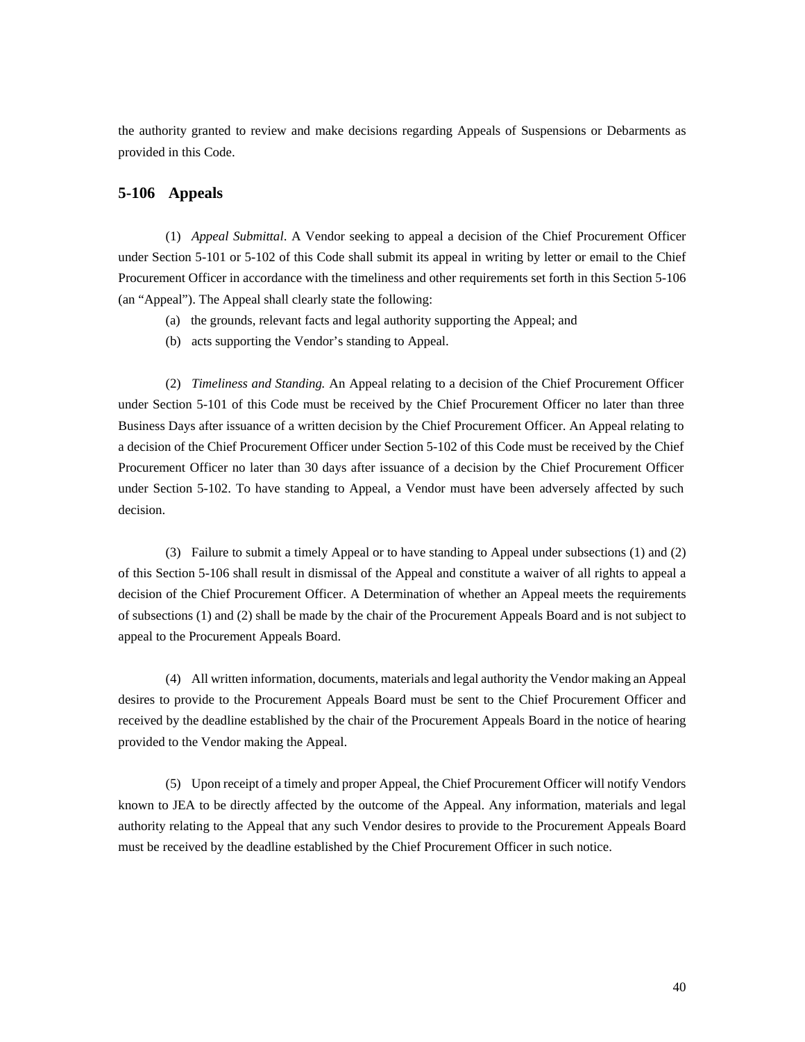the authority granted to review and make decisions regarding Appeals of Suspensions or Debarments as provided in this Code.

### 5-106 Appeals

(1) *Appeal Submittal*. A Vendor seeking to appeal a decision of the Chief Procurement Officer under Section 5-101 or 5-102 of this Code shall submit its appeal in writing by letter or email to the Chief Procurement Officer in accordance with the timeliness and other requirements set forth in this Section 5-106 (an "Appeal"). The Appeal shall clearly state the following:

(a) the grounds, relevant facts and legal authority supporting the Appeal; and

(b) acts supporting the Vendor's standing to Appeal.

(2) *Timeliness and Standing.* An Appeal relating to a decision of the Chief Procurement Officer under Section 5-101 of this Code must be received by the Chief Procurement Officer no later than three Business Days after issuance of a written decision by the Chief Procurement Officer. An Appeal relating to a decision of the Chief Procurement Officer under Section 5-102 of this Code must be received by the Chief Procurement Officer no later than 30 days after issuance of a decision by the Chief Procurement Officer under Section 5-102. To have standing to Appeal, a Vendor must have been adversely affected by such decision.

(3) Failure to submit a timely Appeal or to have standing to Appeal under subsections (1) and (2) of this Section 5-106 shall result in dismissal of the Appeal and constitute a waiver of all rights to appeal a decision of the Chief Procurement Officer. A Determination of whether an Appeal meets the requirements of subsections (1) and (2) shall be made by the chair of the Procurement Appeals Board and is not subject to appeal to the Procurement Appeals Board.

(4) All written information, documents, materials and legal authority the Vendor making an Appeal desires to provide to the Procurement Appeals Board must be sent to the Chief Procurement Officer and received by the deadline established by the chair of the Procurement Appeals Board in the notice of hearing provided to the Vendor making the Appeal.

(5) Upon receipt of a timely and proper Appeal, the Chief Procurement Officer will notify Vendors known to JEA to be directly affected by the outcome of the Appeal. Any information, materials and legal authority relating to the Appeal that any such Vendor desires to provide to the Procurement Appeals Board must be received by the deadline established by the Chief Procurement Officer in such notice.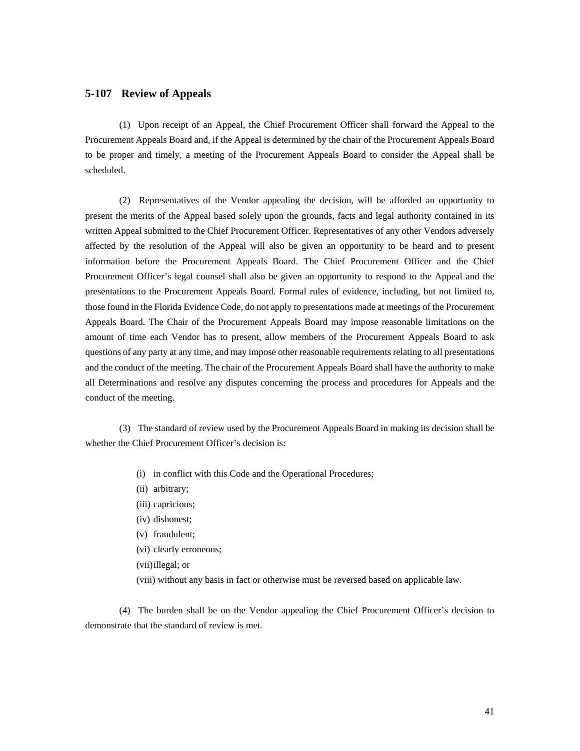## 5-107 Review of Appeals

(1) Upon receipt of an Appeal, the Chief Procurement Officer shall forward the Appeal to the Procurement Appeals Board and, if the Appeal is determined by the chair of the Procurement Appeals Board to be proper and timely, a meeting of the Procurement Appeals Board to consider the Appeal shall be scheduled.

(2) Representatives of the Vendor appealing the decision, will be afforded an opportunity to present the merits of the Appeal based solely upon the grounds, facts and legal authority contained in its written Appeal submitted to the Chief Procurement Officer. Representatives of any other Vendors adversely affected by the resolution of the Appeal will also be given an opportunity to be heard and to present information before the Procurement Appeals Board. The Chief Procurement Officer and the Chief Procurement Officer's legal counsel shall also be given an opportunity to respond to the Appeal and the presentations to the Procurement Appeals Board. Formal rules of evidence, including, but not limited to, those found in the Florida Evidence Code, do not apply to presentations made at meetings of the Procurement Appeals Board. The Chair of the Procurement Appeals Board may impose reasonable limitations on the amount of time each Vendor has to present, allow members of the Procurement Appeals Board to ask questions of any party at any time, and may impose other reasonable requirements relating to all presentations and the conduct of the meeting. The chair of the Procurement Appeals Board shall have the authority to make all Determinations and resolve any disputes concerning the process and procedures for Appeals and the conduct of the meeting.

(3) The standard of review used by the Procurement Appeals Board in making its decision shall be whether the Chief Procurement Officer's decision is:

- (i) in conflict with this Code and the Operational Procedures;
- (ii) arbitrary;
- (iii) capricious;
- (iv) dishonest;
- (v) fraudulent;
- (vi) clearly erroneous;
- (vii) illegal; or
- (viii) without any basis in fact or otherwise must be reversed based on applicable law.

(4) The burden shall be on the Vendor appealing the Chief Procurement Officer's decision to demonstrate that the standard of review is met.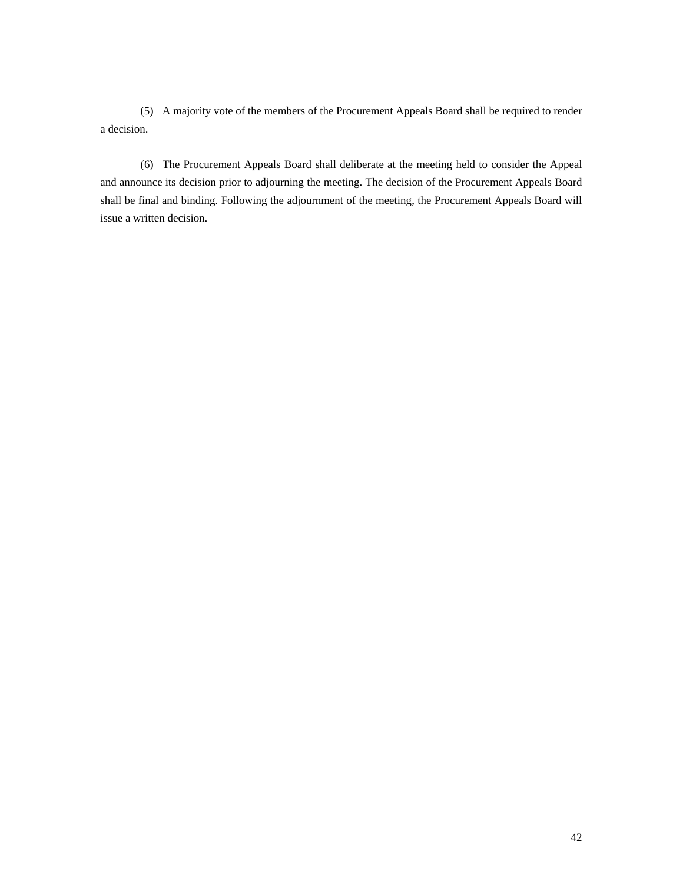(5) A majority vote of the members of the Procurement Appeals Board shall be required to render a decision.

(6) The Procurement Appeals Board shall deliberate at the meeting held to consider the Appeal and announce its decision prior to adjourning the meeting. The decision of the Procurement Appeals Board shall be final and binding. Following the adjournment of the meeting, the Procurement Appeals Board will issue a written decision.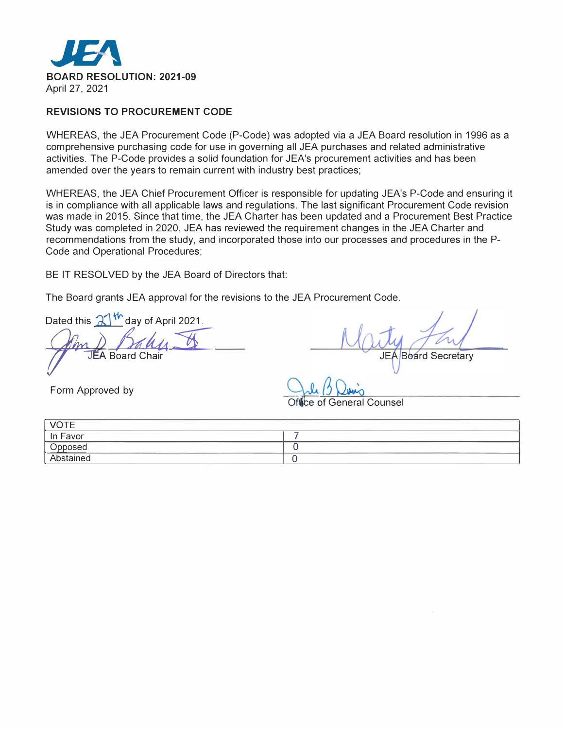JEA

**BOARD RESOLUTION: 2021-09**
April 27, 2021

**REVISIONS TO PROCUREMENT CODE**

WHEREAS, the JEA Procurement Code (P-Code) was adopted via a JEA Board resolution in 1996 as a comprehensive purchasing code for use in governing all JEA purchases and related administrative activities. The P-Code provides a solid foundation for JEA's procurement activities and has been amended over the years to remain current with industry best practices;

WHEREAS, the JEA Chief Procurement Officer is responsible for updating JEA's P-Code and ensuring it is in compliance with all applicable laws and regulations. The last significant Procurement Code revision was made in 2015. Since that time, the JEA Charter has been updated and a Procurement Best Practice Study was completed in 2020. JEA has reviewed the requirement changes in the JEA Charter and recommendations from the study, and incorporated those into our processes and procedures in the P-Code and Operational Procedures;

BE IT RESOLVED by the JEA Board of Directors that:

The Board grants JEA approval for the revisions to the JEA Procurement Code.

Dated this 27th day of April 2021.

JEA Board Chair

JEA Board Secretary

Form Approved by

Office of General Counsel

| | |
|---|---|
| VOTE | |
| In Favor | 7 |
| Opposed | 0 |
| Abstained | 0 |